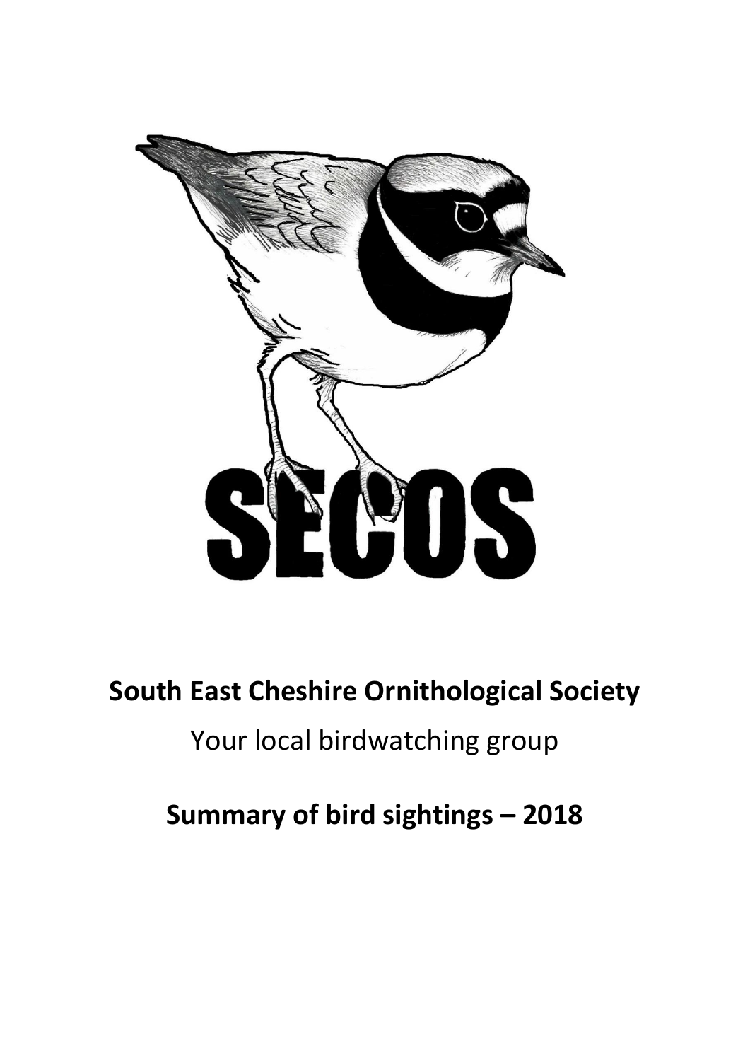SECOS

# South East Cheshire Ornithological Society

Your local birdwatching group

## Summary of bird sightings – 2018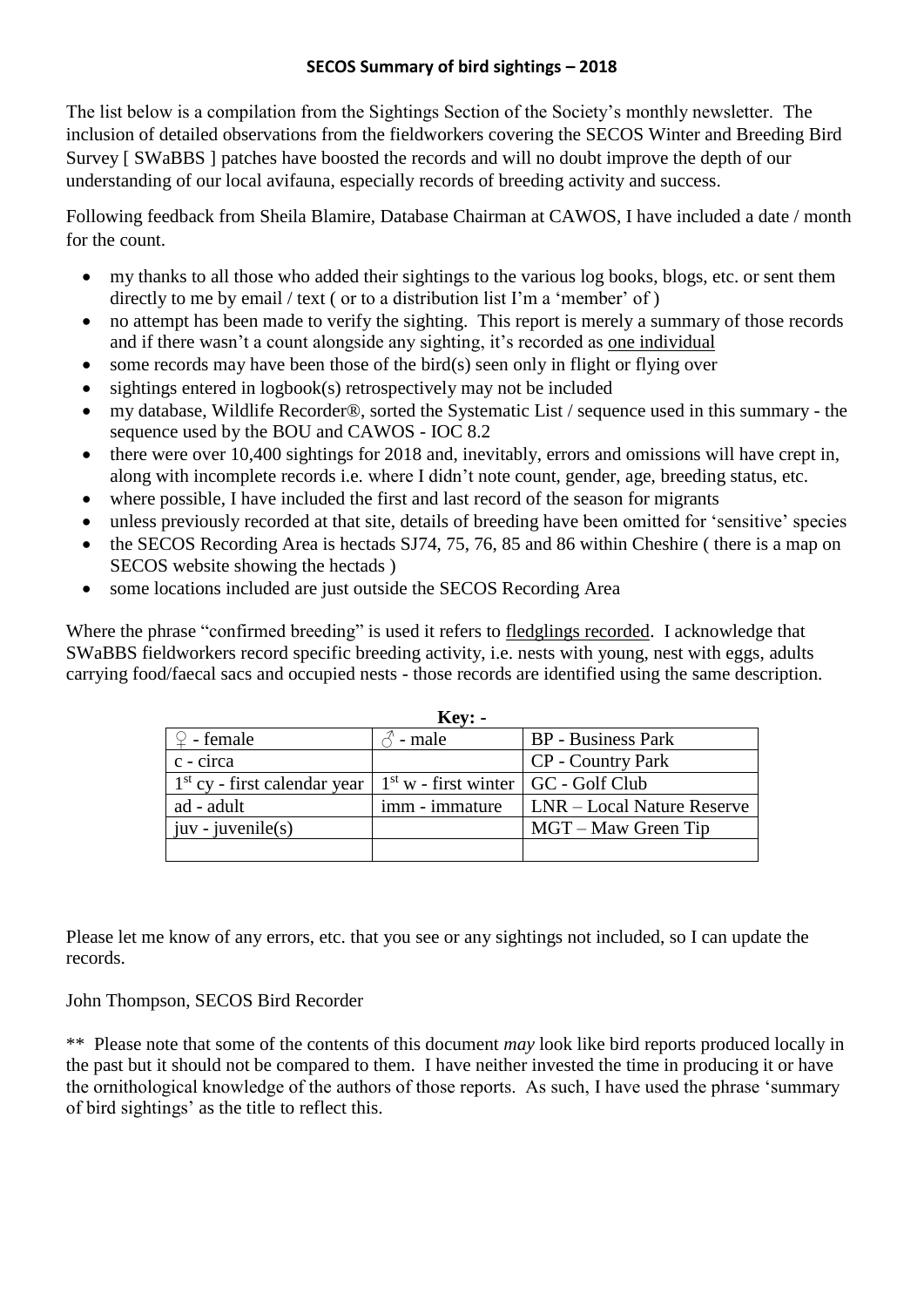# SECOS Summary of bird sightings – 2018

The list below is a compilation from the Sightings Section of the Society's monthly newsletter. The inclusion of detailed observations from the fieldworkers covering the SECOS Winter and Breeding Bird Survey [ SWaBBS ] patches have boosted the records and will no doubt improve the depth of our understanding of our local avifauna, especially records of breeding activity and success.

Following feedback from Sheila Blamire, Database Chairman at CAWOS, I have included a date / month for the count.

- my thanks to all those who added their sightings to the various log books, blogs, etc. or sent them directly to me by email / text ( or to a distribution list I'm a 'member' of )
- no attempt has been made to verify the sighting. This report is merely a summary of those records and if there wasn't a count alongside any sighting, it's recorded as <u>one individual</u>
- some records may have been those of the bird(s) seen only in flight or flying over
- sightings entered in logbook(s) retrospectively may not be included
- my database, Wildlife Recorder®, sorted the Systematic List / sequence used in this summary - the sequence used by the BOU and CAWOS - IOC 8.2
- there were over 10,400 sightings for 2018 and, inevitably, errors and omissions will have crept in, along with incomplete records i.e. where I didn't note count, gender, age, breeding status, etc.
- where possible, I have included the first and last record of the season for migrants
- unless previously recorded at that site, details of breeding have been omitted for 'sensitive' species
- the SECOS Recording Area is hectads SJ74, 75, 76, 85 and 86 within Cheshire ( there is a map on SECOS website showing the hectads )
- some locations included are just outside the SECOS Recording Area

Where the phrase "confirmed breeding" is used it refers to <u>fledglings recorded</u>. I acknowledge that SWaBBS fieldworkers record specific breeding activity, i.e. nests with young, nest with eggs, adults carrying food/faecal sacs and occupied nests - those records are identified using the same description.

**Key: -**

| | | |
|---|---|---|
| ♀ - female | ♂ - male | BP - Business Park |
| c - circa | | CP - Country Park |
| 1st cy - first calendar year | 1st w - first winter | GC - Golf Club |
| ad - adult | imm - immature | LNR – Local Nature Reserve |
| juv - juvenile(s) | | MGT – Maw Green Tip |
| | | |

Please let me know of any errors, etc. that you see or any sightings not included, so I can update the records.

John Thompson, SECOS Bird Recorder

** Please note that some of the contents of this document *may* look like bird reports produced locally in the past but it should not be compared to them. I have neither invested the time in producing it or have the ornithological knowledge of the authors of those reports. As such, I have used the phrase 'summary of bird sightings' as the title to reflect this.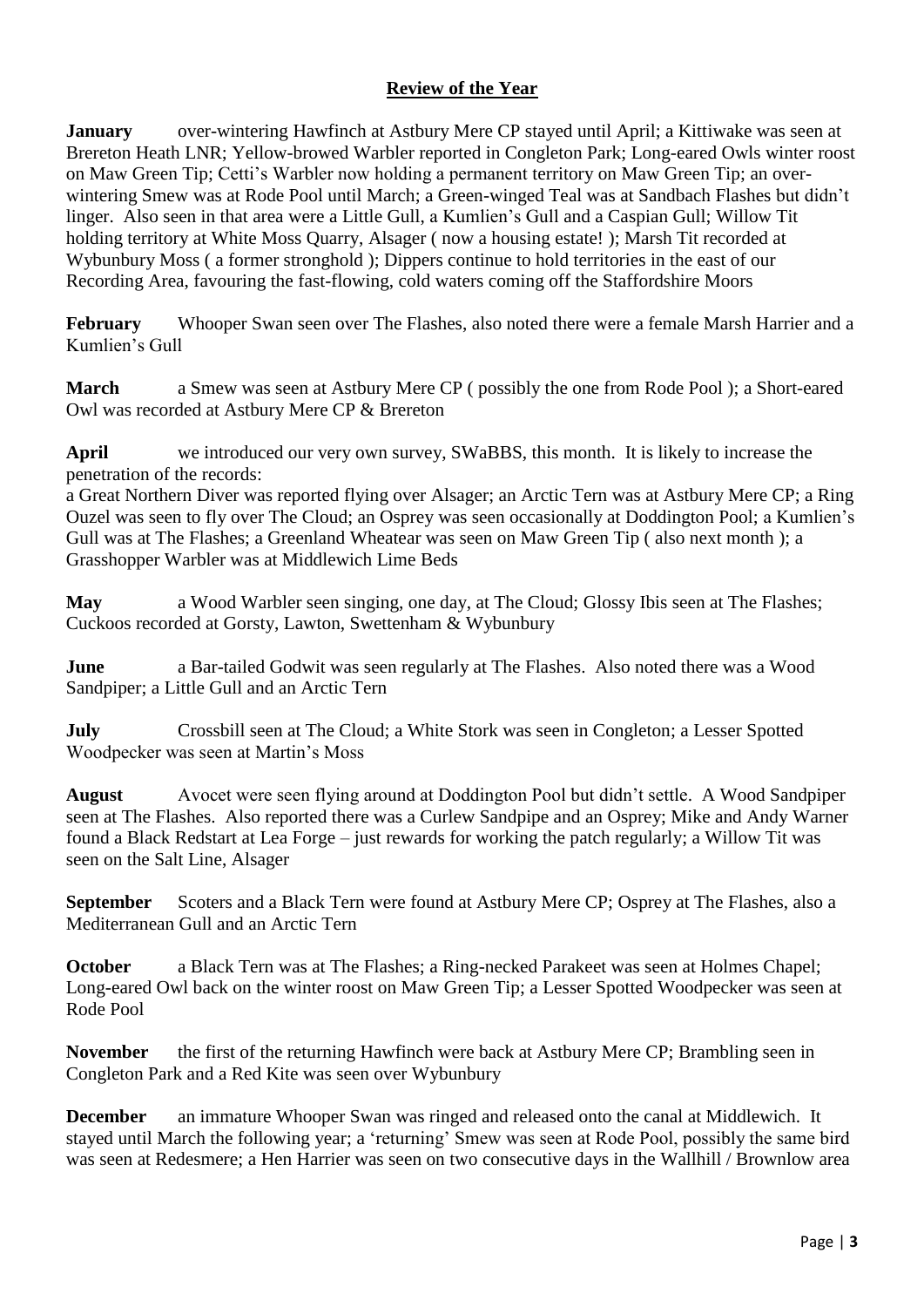## Review of the Year

**January** over-wintering Hawfinch at Astbury Mere CP stayed until April; a Kittiwake was seen at Brereton Heath LNR; Yellow-browed Warbler reported in Congleton Park; Long-eared Owls winter roost on Maw Green Tip; Cetti's Warbler now holding a permanent territory on Maw Green Tip; an over-wintering Smew was at Rode Pool until March; a Green-winged Teal was at Sandbach Flashes but didn't linger. Also seen in that area were a Little Gull, a Kumlien's Gull and a Caspian Gull; Willow Tit holding territory at White Moss Quarry, Alsager ( now a housing estate! ); Marsh Tit recorded at Wybunbury Moss ( a former stronghold ); Dippers continue to hold territories in the east of our Recording Area, favouring the fast-flowing, cold waters coming off the Staffordshire Moors

**February** Whooper Swan seen over The Flashes, also noted there were a female Marsh Harrier and a Kumlien's Gull

**March** a Smew was seen at Astbury Mere CP ( possibly the one from Rode Pool ); a Short-eared Owl was recorded at Astbury Mere CP & Brereton

**April** we introduced our very own survey, SWaBBS, this month. It is likely to increase the penetration of the records:
a Great Northern Diver was reported flying over Alsager; an Arctic Tern was at Astbury Mere CP; a Ring Ouzel was seen to fly over The Cloud; an Osprey was seen occasionally at Doddington Pool; a Kumlien's Gull was at The Flashes; a Greenland Wheatear was seen on Maw Green Tip ( also next month ); a Grasshopper Warbler was at Middlewich Lime Beds

**May** a Wood Warbler seen singing, one day, at The Cloud; Glossy Ibis seen at The Flashes; Cuckoos recorded at Gorsty, Lawton, Swettenham & Wybunbury

**June** a Bar-tailed Godwit was seen regularly at The Flashes. Also noted there was a Wood Sandpiper; a Little Gull and an Arctic Tern

**July** Crossbill seen at The Cloud; a White Stork was seen in Congleton; a Lesser Spotted Woodpecker was seen at Martin's Moss

**August** Avocet were seen flying around at Doddington Pool but didn't settle. A Wood Sandpiper seen at The Flashes. Also reported there was a Curlew Sandpipe and an Osprey; Mike and Andy Warner found a Black Redstart at Lea Forge – just rewards for working the patch regularly; a Willow Tit was seen on the Salt Line, Alsager

**September** Scoters and a Black Tern were found at Astbury Mere CP; Osprey at The Flashes, also a Mediterranean Gull and an Arctic Tern

**October** a Black Tern was at The Flashes; a Ring-necked Parakeet was seen at Holmes Chapel; Long-eared Owl back on the winter roost on Maw Green Tip; a Lesser Spotted Woodpecker was seen at Rode Pool

**November** the first of the returning Hawfinch were back at Astbury Mere CP; Brambling seen in Congleton Park and a Red Kite was seen over Wybunbury

**December** an immature Whooper Swan was ringed and released onto the canal at Middlewich. It stayed until March the following year; a 'returning' Smew was seen at Rode Pool, possibly the same bird was seen at Redesmere; a Hen Harrier was seen on two consecutive days in the Wallhill / Brownlow area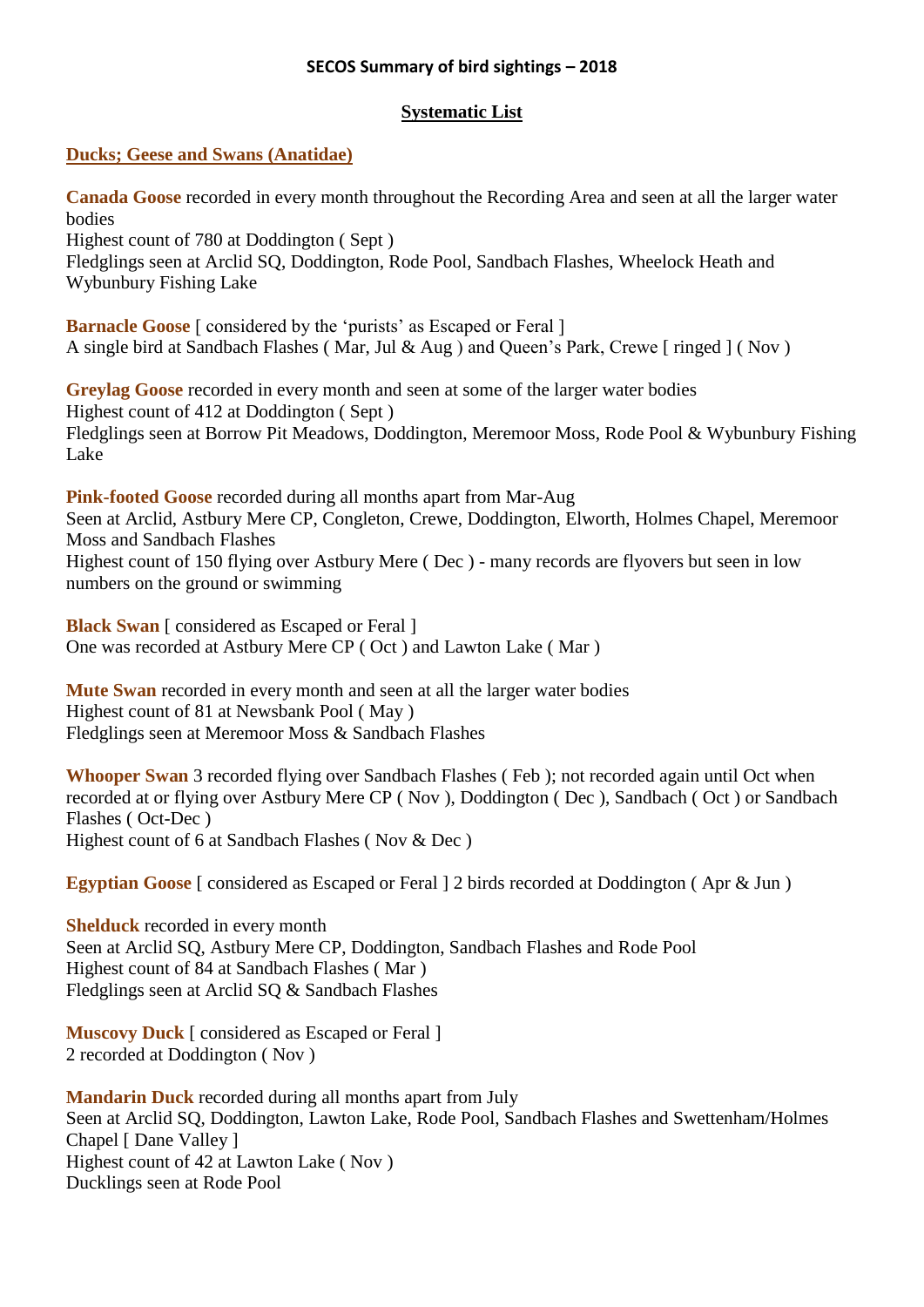**SECOS Summary of bird sightings – 2018**

**Systematic List**

## Ducks; Geese and Swans (Anatidae)

**Canada Goose** recorded in every month throughout the Recording Area and seen at all the larger water bodies
Highest count of 780 at Doddington ( Sept )
Fledglings seen at Arclid SQ, Doddington, Rode Pool, Sandbach Flashes, Wheelock Heath and Wybunbury Fishing Lake

**Barnacle Goose** [ considered by the 'purists' as Escaped or Feral ]
A single bird at Sandbach Flashes ( Mar, Jul & Aug ) and Queen's Park, Crewe [ ringed ] ( Nov )

**Greylag Goose** recorded in every month and seen at some of the larger water bodies
Highest count of 412 at Doddington ( Sept )
Fledglings seen at Borrow Pit Meadows, Doddington, Meremoor Moss, Rode Pool & Wybunbury Fishing Lake

**Pink-footed Goose** recorded during all months apart from Mar-Aug
Seen at Arclid, Astbury Mere CP, Congleton, Crewe, Doddington, Elworth, Holmes Chapel, Meremoor Moss and Sandbach Flashes
Highest count of 150 flying over Astbury Mere ( Dec ) - many records are flyovers but seen in low numbers on the ground or swimming

**Black Swan** [ considered as Escaped or Feral ]
One was recorded at Astbury Mere CP ( Oct ) and Lawton Lake ( Mar )

**Mute Swan** recorded in every month and seen at all the larger water bodies
Highest count of 81 at Newsbank Pool ( May )
Fledglings seen at Meremoor Moss & Sandbach Flashes

**Whooper Swan** 3 recorded flying over Sandbach Flashes ( Feb ); not recorded again until Oct when recorded at or flying over Astbury Mere CP ( Nov ), Doddington ( Dec ), Sandbach ( Oct ) or Sandbach Flashes ( Oct-Dec )
Highest count of 6 at Sandbach Flashes ( Nov & Dec )

**Egyptian Goose** [ considered as Escaped or Feral ] 2 birds recorded at Doddington ( Apr & Jun )

**Shelduck** recorded in every month
Seen at Arclid SQ, Astbury Mere CP, Doddington, Sandbach Flashes and Rode Pool
Highest count of 84 at Sandbach Flashes ( Mar )
Fledglings seen at Arclid SQ & Sandbach Flashes

**Muscovy Duck** [ considered as Escaped or Feral ]
2 recorded at Doddington ( Nov )

**Mandarin Duck** recorded during all months apart from July
Seen at Arclid SQ, Doddington, Lawton Lake, Rode Pool, Sandbach Flashes and Swettenham/Holmes Chapel [ Dane Valley ]
Highest count of 42 at Lawton Lake ( Nov )
Ducklings seen at Rode Pool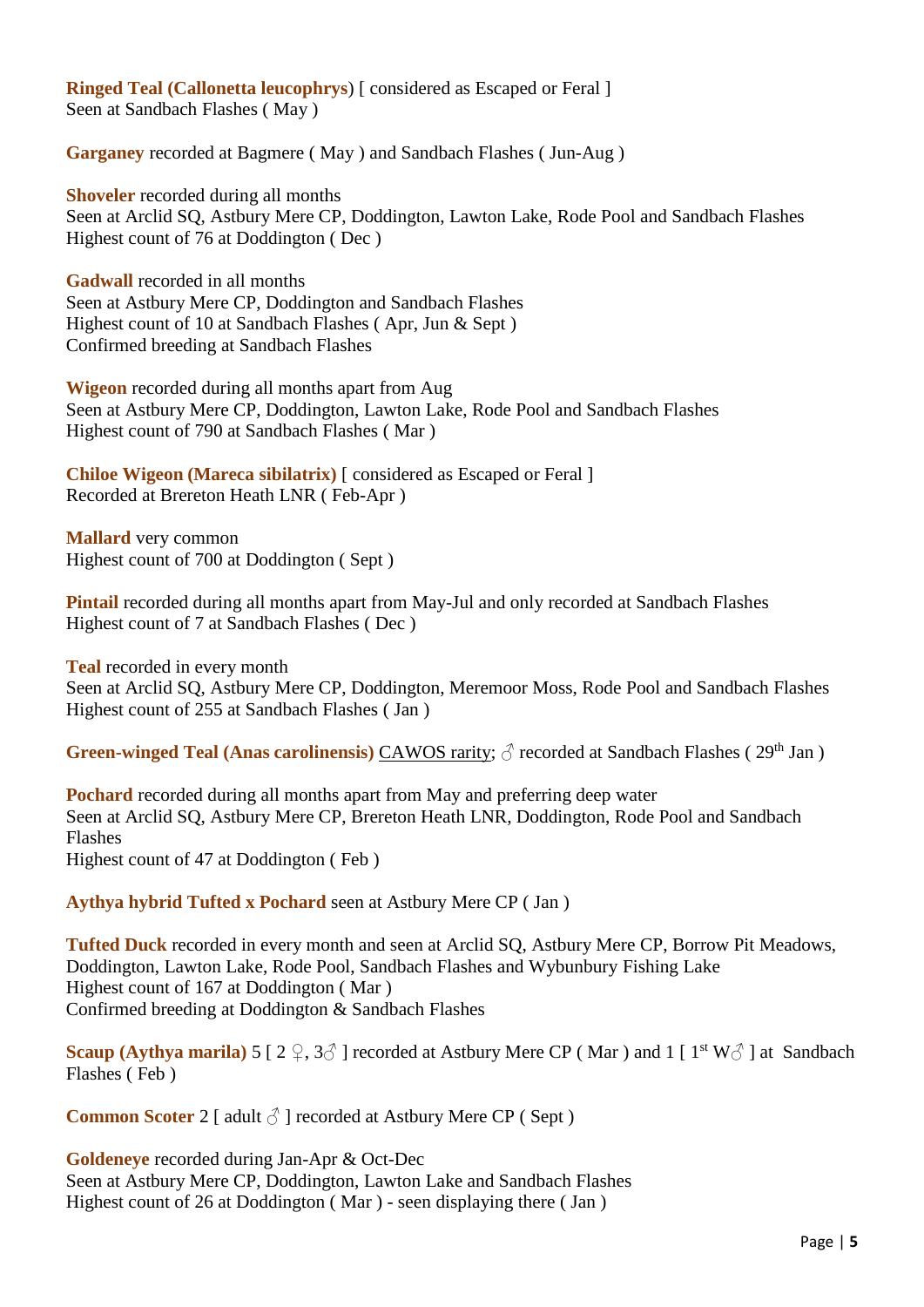**Ringed Teal (Callonetta leucophrys)** [ considered as Escaped or Feral ]
Seen at Sandbach Flashes ( May )

**Garganey** recorded at Bagmere ( May ) and Sandbach Flashes ( Jun-Aug )

**Shoveler** recorded during all months
Seen at Arclid SQ, Astbury Mere CP, Doddington, Lawton Lake, Rode Pool and Sandbach Flashes
Highest count of 76 at Doddington ( Dec )

**Gadwall** recorded in all months
Seen at Astbury Mere CP, Doddington and Sandbach Flashes
Highest count of 10 at Sandbach Flashes ( Apr, Jun & Sept )
Confirmed breeding at Sandbach Flashes

**Wigeon** recorded during all months apart from Aug
Seen at Astbury Mere CP, Doddington, Lawton Lake, Rode Pool and Sandbach Flashes
Highest count of 790 at Sandbach Flashes ( Mar )

**Chiloe Wigeon (Mareca sibilatrix)** [ considered as Escaped or Feral ]
Recorded at Brereton Heath LNR ( Feb-Apr )

**Mallard** very common
Highest count of 700 at Doddington ( Sept )

**Pintail** recorded during all months apart from May-Jul and only recorded at Sandbach Flashes
Highest count of 7 at Sandbach Flashes ( Dec )

**Teal** recorded in every month
Seen at Arclid SQ, Astbury Mere CP, Doddington, Meremoor Moss, Rode Pool and Sandbach Flashes
Highest count of 255 at Sandbach Flashes ( Jan )

**Green-winged Teal (Anas carolinensis)** CAWOS rarity; ♂ recorded at Sandbach Flashes ( 29th Jan )

**Pochard** recorded during all months apart from May and preferring deep water
Seen at Arclid SQ, Astbury Mere CP, Brereton Heath LNR, Doddington, Rode Pool and Sandbach Flashes
Highest count of 47 at Doddington ( Feb )

**Aythya hybrid Tufted x Pochard** seen at Astbury Mere CP ( Jan )

**Tufted Duck** recorded in every month and seen at Arclid SQ, Astbury Mere CP, Borrow Pit Meadows, Doddington, Lawton Lake, Rode Pool, Sandbach Flashes and Wybunbury Fishing Lake
Highest count of 167 at Doddington ( Mar )
Confirmed breeding at Doddington & Sandbach Flashes

**Scaup (Aythya marila)** 5 [ 2 ♀, 3♂ ] recorded at Astbury Mere CP ( Mar ) and 1 [ 1st W♂ ] at Sandbach Flashes ( Feb )

**Common Scoter** 2 [ adult ♂ ] recorded at Astbury Mere CP ( Sept )

**Goldeneye** recorded during Jan-Apr & Oct-Dec
Seen at Astbury Mere CP, Doddington, Lawton Lake and Sandbach Flashes
Highest count of 26 at Doddington ( Mar ) - seen displaying there ( Jan )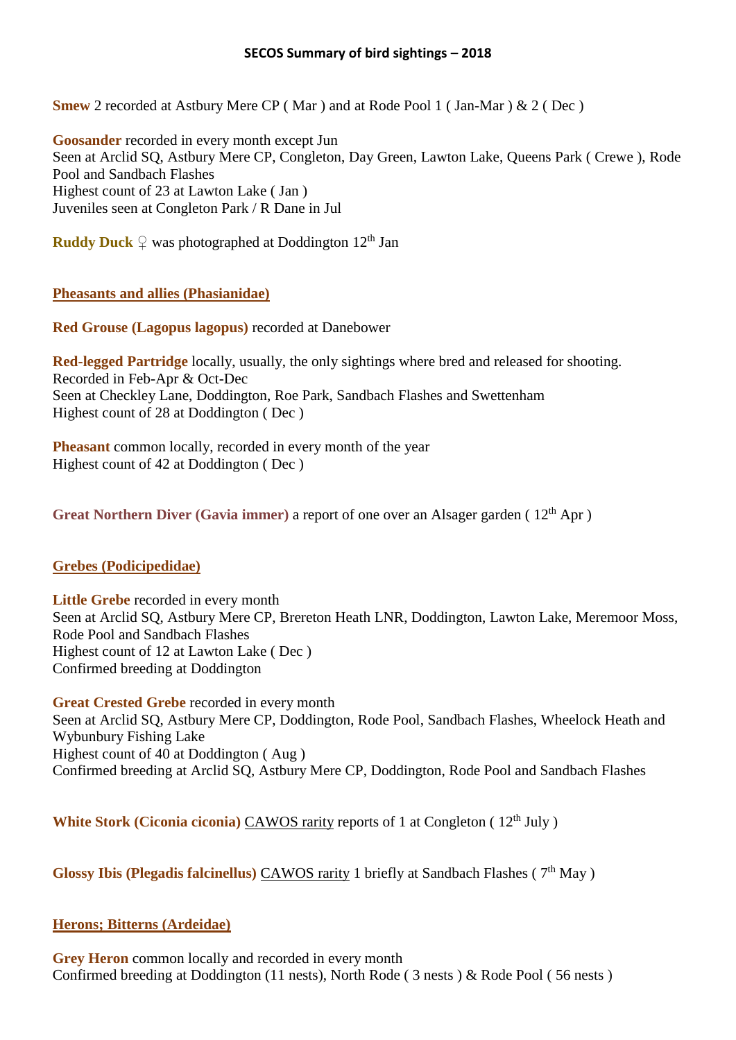**SECOS Summary of bird sightings – 2018**

**Smew** 2 recorded at Astbury Mere CP ( Mar ) and at Rode Pool 1 ( Jan-Mar ) & 2 ( Dec )

**Goosander** recorded in every month except Jun
Seen at Arclid SQ, Astbury Mere CP, Congleton, Day Green, Lawton Lake, Queens Park ( Crewe ), Rode Pool and Sandbach Flashes
Highest count of 23 at Lawton Lake ( Jan )
Juveniles seen at Congleton Park / R Dane in Jul

**Ruddy Duck** ♀ was photographed at Doddington 12th Jan

## Pheasants and allies (Phasianidae)

**Red Grouse (Lagopus lagopus)** recorded at Danebower

**Red-legged Partridge** locally, usually, the only sightings where bred and released for shooting.
Recorded in Feb-Apr & Oct-Dec
Seen at Checkley Lane, Doddington, Roe Park, Sandbach Flashes and Swettenham
Highest count of 28 at Doddington ( Dec )

**Pheasant** common locally, recorded in every month of the year
Highest count of 42 at Doddington ( Dec )

**Great Northern Diver (Gavia immer)** a report of one over an Alsager garden ( 12th Apr )

## Grebes (Podicipedidae)

**Little Grebe** recorded in every month
Seen at Arclid SQ, Astbury Mere CP, Brereton Heath LNR, Doddington, Lawton Lake, Meremoor Moss, Rode Pool and Sandbach Flashes
Highest count of 12 at Lawton Lake ( Dec )
Confirmed breeding at Doddington

**Great Crested Grebe** recorded in every month
Seen at Arclid SQ, Astbury Mere CP, Doddington, Rode Pool, Sandbach Flashes, Wheelock Heath and Wybunbury Fishing Lake
Highest count of 40 at Doddington ( Aug )
Confirmed breeding at Arclid SQ, Astbury Mere CP, Doddington, Rode Pool and Sandbach Flashes

**White Stork (Ciconia ciconia)** CAWOS rarity reports of 1 at Congleton ( 12th July )

**Glossy Ibis (Plegadis falcinellus)** CAWOS rarity 1 briefly at Sandbach Flashes ( 7th May )

## Herons; Bitterns (Ardeidae)

**Grey Heron** common locally and recorded in every month
Confirmed breeding at Doddington (11 nests), North Rode ( 3 nests ) & Rode Pool ( 56 nests )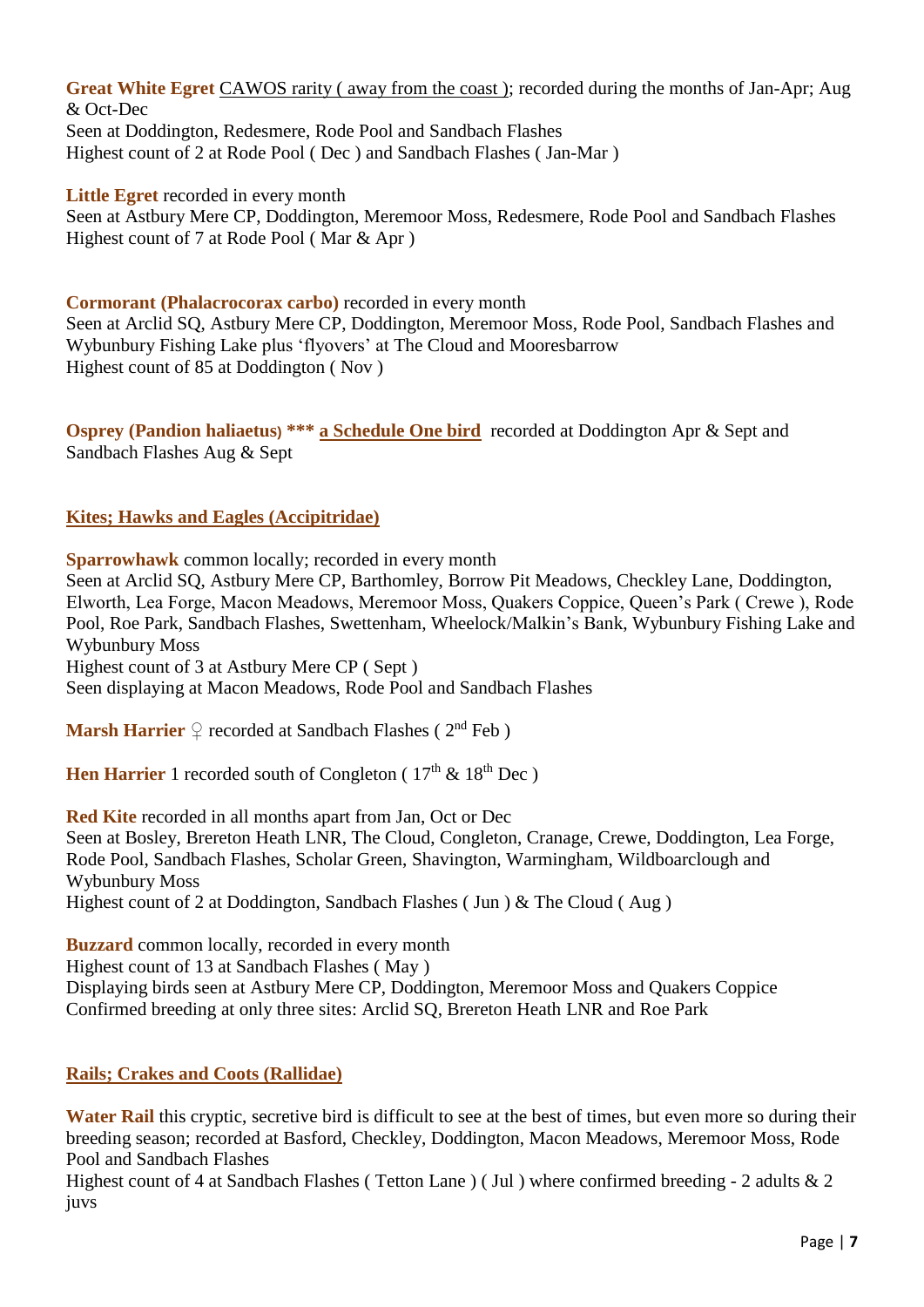**Great White Egret** <u>CAWOS rarity ( away from the coast )</u>; recorded during the months of Jan-Apr; Aug & Oct-Dec
Seen at Doddington, Redesmere, Rode Pool and Sandbach Flashes
Highest count of 2 at Rode Pool ( Dec ) and Sandbach Flashes ( Jan-Mar )

**Little Egret** recorded in every month
Seen at Astbury Mere CP, Doddington, Meremoor Moss, Redesmere, Rode Pool and Sandbach Flashes
Highest count of 7 at Rode Pool ( Mar & Apr )

**Cormorant (Phalacrocorax carbo)** recorded in every month
Seen at Arclid SQ, Astbury Mere CP, Doddington, Meremoor Moss, Rode Pool, Sandbach Flashes and Wybunbury Fishing Lake plus 'flyovers' at The Cloud and Mooresbarrow
Highest count of 85 at Doddington ( Nov )

**Osprey (Pandion haliaetus) \*\*\*** **<u>a Schedule One bird</u>** recorded at Doddington Apr & Sept and Sandbach Flashes Aug & Sept

## <u>Kites; Hawks and Eagles (Accipitridae)</u>

**Sparrowhawk** common locally; recorded in every month
Seen at Arclid SQ, Astbury Mere CP, Barthomley, Borrow Pit Meadows, Checkley Lane, Doddington, Elworth, Lea Forge, Macon Meadows, Meremoor Moss, Quakers Coppice, Queen's Park ( Crewe ), Rode Pool, Roe Park, Sandbach Flashes, Swettenham, Wheelock/Malkin's Bank, Wybunbury Fishing Lake and Wybunbury Moss
Highest count of 3 at Astbury Mere CP ( Sept )
Seen displaying at Macon Meadows, Rode Pool and Sandbach Flashes

**Marsh Harrier** ♀ recorded at Sandbach Flashes ( 2nd Feb )

**Hen Harrier** 1 recorded south of Congleton ( 17th & 18th Dec )

**Red Kite** recorded in all months apart from Jan, Oct or Dec
Seen at Bosley, Brereton Heath LNR, The Cloud, Congleton, Cranage, Crewe, Doddington, Lea Forge, Rode Pool, Sandbach Flashes, Scholar Green, Shavington, Warmingham, Wildboarclough and Wybunbury Moss
Highest count of 2 at Doddington, Sandbach Flashes ( Jun ) & The Cloud ( Aug )

**Buzzard** common locally, recorded in every month
Highest count of 13 at Sandbach Flashes ( May )
Displaying birds seen at Astbury Mere CP, Doddington, Meremoor Moss and Quakers Coppice
Confirmed breeding at only three sites: Arclid SQ, Brereton Heath LNR and Roe Park

## <u>Rails; Crakes and Coots (Rallidae)</u>

**Water Rail** this cryptic, secretive bird is difficult to see at the best of times, but even more so during their breeding season; recorded at Basford, Checkley, Doddington, Macon Meadows, Meremoor Moss, Rode Pool and Sandbach Flashes
Highest count of 4 at Sandbach Flashes ( Tetton Lane ) ( Jul ) where confirmed breeding - 2 adults & 2 juvs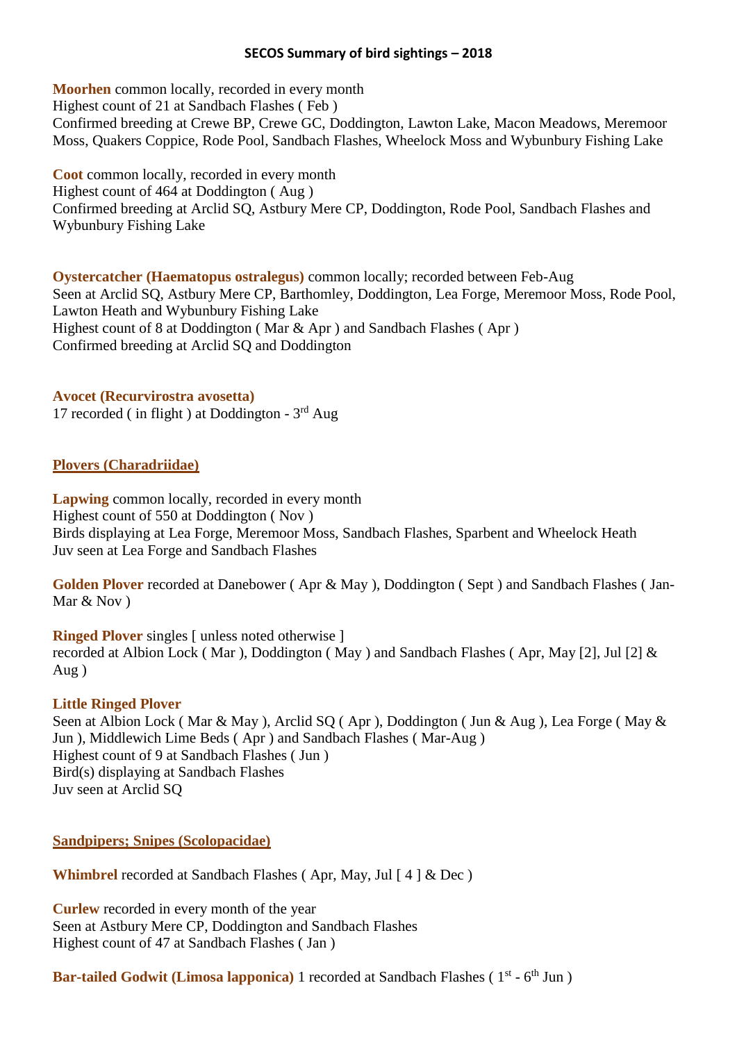**SECOS Summary of bird sightings – 2018**

**Moorhen** common locally, recorded in every month
Highest count of 21 at Sandbach Flashes ( Feb )
Confirmed breeding at Crewe BP, Crewe GC, Doddington, Lawton Lake, Macon Meadows, Meremoor Moss, Quakers Coppice, Rode Pool, Sandbach Flashes, Wheelock Moss and Wybunbury Fishing Lake

**Coot** common locally, recorded in every month
Highest count of 464 at Doddington ( Aug )
Confirmed breeding at Arclid SQ, Astbury Mere CP, Doddington, Rode Pool, Sandbach Flashes and Wybunbury Fishing Lake

**Oystercatcher (Haematopus ostralegus)** common locally; recorded between Feb-Aug
Seen at Arclid SQ, Astbury Mere CP, Barthomley, Doddington, Lea Forge, Meremoor Moss, Rode Pool, Lawton Heath and Wybunbury Fishing Lake
Highest count of 8 at Doddington ( Mar & Apr ) and Sandbach Flashes ( Apr )
Confirmed breeding at Arclid SQ and Doddington

**Avocet (Recurvirostra avosetta)**
17 recorded ( in flight ) at Doddington - 3rd Aug

## Plovers (Charadriidae)

**Lapwing** common locally, recorded in every month
Highest count of 550 at Doddington ( Nov )
Birds displaying at Lea Forge, Meremoor Moss, Sandbach Flashes, Sparbent and Wheelock Heath
Juv seen at Lea Forge and Sandbach Flashes

**Golden Plover** recorded at Danebower ( Apr & May ), Doddington ( Sept ) and Sandbach Flashes ( Jan-Mar & Nov )

**Ringed Plover** singles [ unless noted otherwise ]
recorded at Albion Lock ( Mar ), Doddington ( May ) and Sandbach Flashes ( Apr, May [2], Jul [2] & Aug )

**Little Ringed Plover**
Seen at Albion Lock ( Mar & May ), Arclid SQ ( Apr ), Doddington ( Jun & Aug ), Lea Forge ( May & Jun ), Middlewich Lime Beds ( Apr ) and Sandbach Flashes ( Mar-Aug )
Highest count of 9 at Sandbach Flashes ( Jun )
Bird(s) displaying at Sandbach Flashes
Juv seen at Arclid SQ

## Sandpipers; Snipes (Scolopacidae)

**Whimbrel** recorded at Sandbach Flashes ( Apr, May, Jul [ 4 ] & Dec )

**Curlew** recorded in every month of the year
Seen at Astbury Mere CP, Doddington and Sandbach Flashes
Highest count of 47 at Sandbach Flashes ( Jan )

**Bar-tailed Godwit (Limosa lapponica)** 1 recorded at Sandbach Flashes ( 1st - 6th Jun )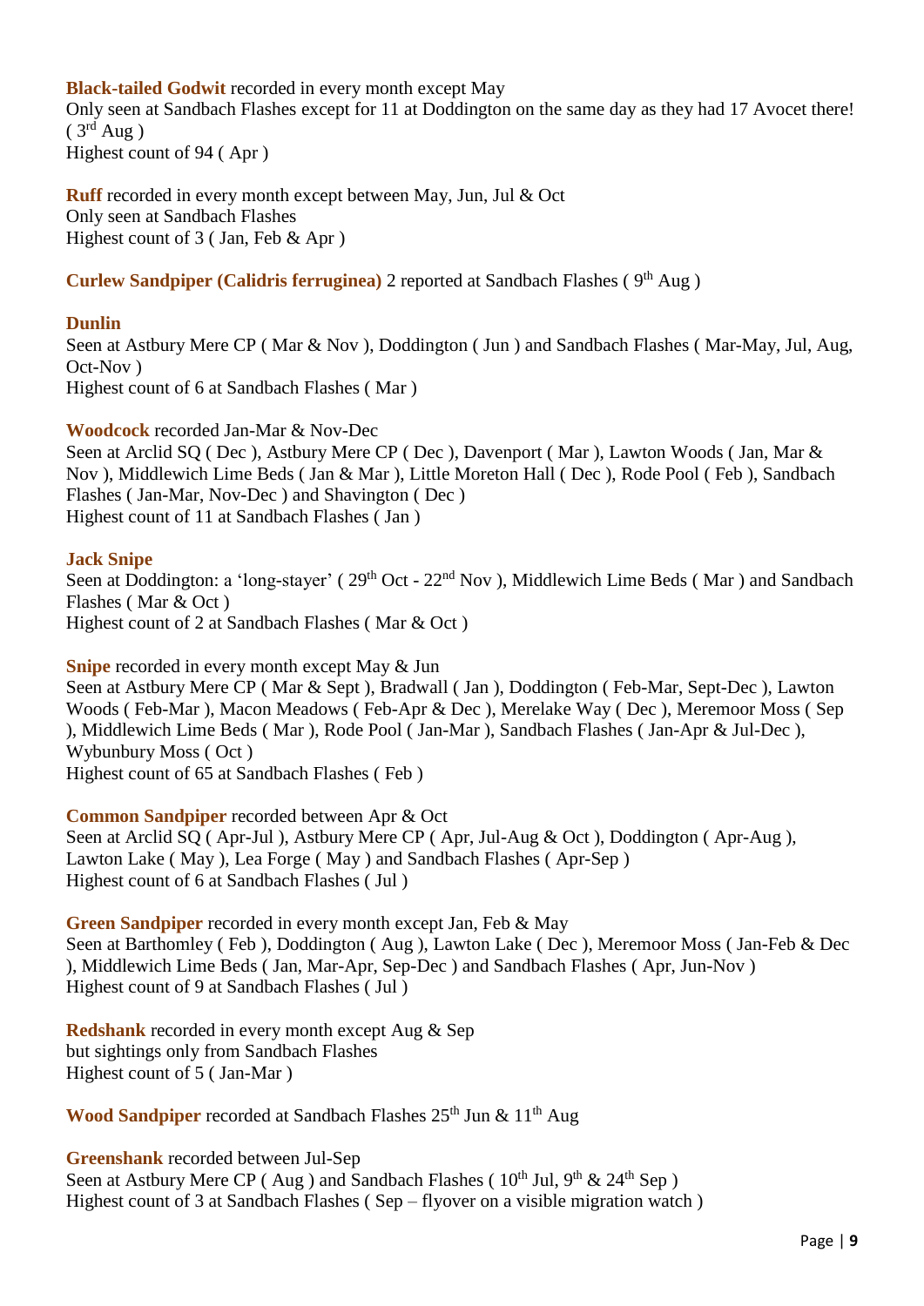**Black-tailed Godwit** recorded in every month except May
Only seen at Sandbach Flashes except for 11 at Doddington on the same day as they had 17 Avocet there! ( 3rd Aug )
Highest count of 94 ( Apr )

**Ruff** recorded in every month except between May, Jun, Jul & Oct
Only seen at Sandbach Flashes
Highest count of 3 ( Jan, Feb & Apr )

**Curlew Sandpiper (Calidris ferruginea)** 2 reported at Sandbach Flashes ( 9th Aug )

**Dunlin**
Seen at Astbury Mere CP ( Mar & Nov ), Doddington ( Jun ) and Sandbach Flashes ( Mar-May, Jul, Aug, Oct-Nov )
Highest count of 6 at Sandbach Flashes ( Mar )

**Woodcock** recorded Jan-Mar & Nov-Dec
Seen at Arclid SQ ( Dec ), Astbury Mere CP ( Dec ), Davenport ( Mar ), Lawton Woods ( Jan, Mar & Nov ), Middlewich Lime Beds ( Jan & Mar ), Little Moreton Hall ( Dec ), Rode Pool ( Feb ), Sandbach Flashes ( Jan-Mar, Nov-Dec ) and Shavington ( Dec )
Highest count of 11 at Sandbach Flashes ( Jan )

**Jack Snipe**
Seen at Doddington: a 'long-stayer' ( 29th Oct - 22nd Nov ), Middlewich Lime Beds ( Mar ) and Sandbach Flashes ( Mar & Oct )
Highest count of 2 at Sandbach Flashes ( Mar & Oct )

**Snipe** recorded in every month except May & Jun
Seen at Astbury Mere CP ( Mar & Sept ), Bradwall ( Jan ), Doddington ( Feb-Mar, Sept-Dec ), Lawton Woods ( Feb-Mar ), Macon Meadows ( Feb-Apr & Dec ), Merelake Way ( Dec ), Meremoor Moss ( Sep ), Middlewich Lime Beds ( Mar ), Rode Pool ( Jan-Mar ), Sandbach Flashes ( Jan-Apr & Jul-Dec ), Wybunbury Moss ( Oct )
Highest count of 65 at Sandbach Flashes ( Feb )

**Common Sandpiper** recorded between Apr & Oct
Seen at Arclid SQ ( Apr-Jul ), Astbury Mere CP ( Apr, Jul-Aug & Oct ), Doddington ( Apr-Aug ), Lawton Lake ( May ), Lea Forge ( May ) and Sandbach Flashes ( Apr-Sep )
Highest count of 6 at Sandbach Flashes ( Jul )

**Green Sandpiper** recorded in every month except Jan, Feb & May
Seen at Barthomley ( Feb ), Doddington ( Aug ), Lawton Lake ( Dec ), Meremoor Moss ( Jan-Feb & Dec ), Middlewich Lime Beds ( Jan, Mar-Apr, Sep-Dec ) and Sandbach Flashes ( Apr, Jun-Nov )
Highest count of 9 at Sandbach Flashes ( Jul )

**Redshank** recorded in every month except Aug & Sep
but sightings only from Sandbach Flashes
Highest count of 5 ( Jan-Mar )

**Wood Sandpiper** recorded at Sandbach Flashes 25th Jun & 11th Aug

**Greenshank** recorded between Jul-Sep
Seen at Astbury Mere CP ( Aug ) and Sandbach Flashes ( 10th Jul, 9th & 24th Sep )
Highest count of 3 at Sandbach Flashes ( Sep – flyover on a visible migration watch )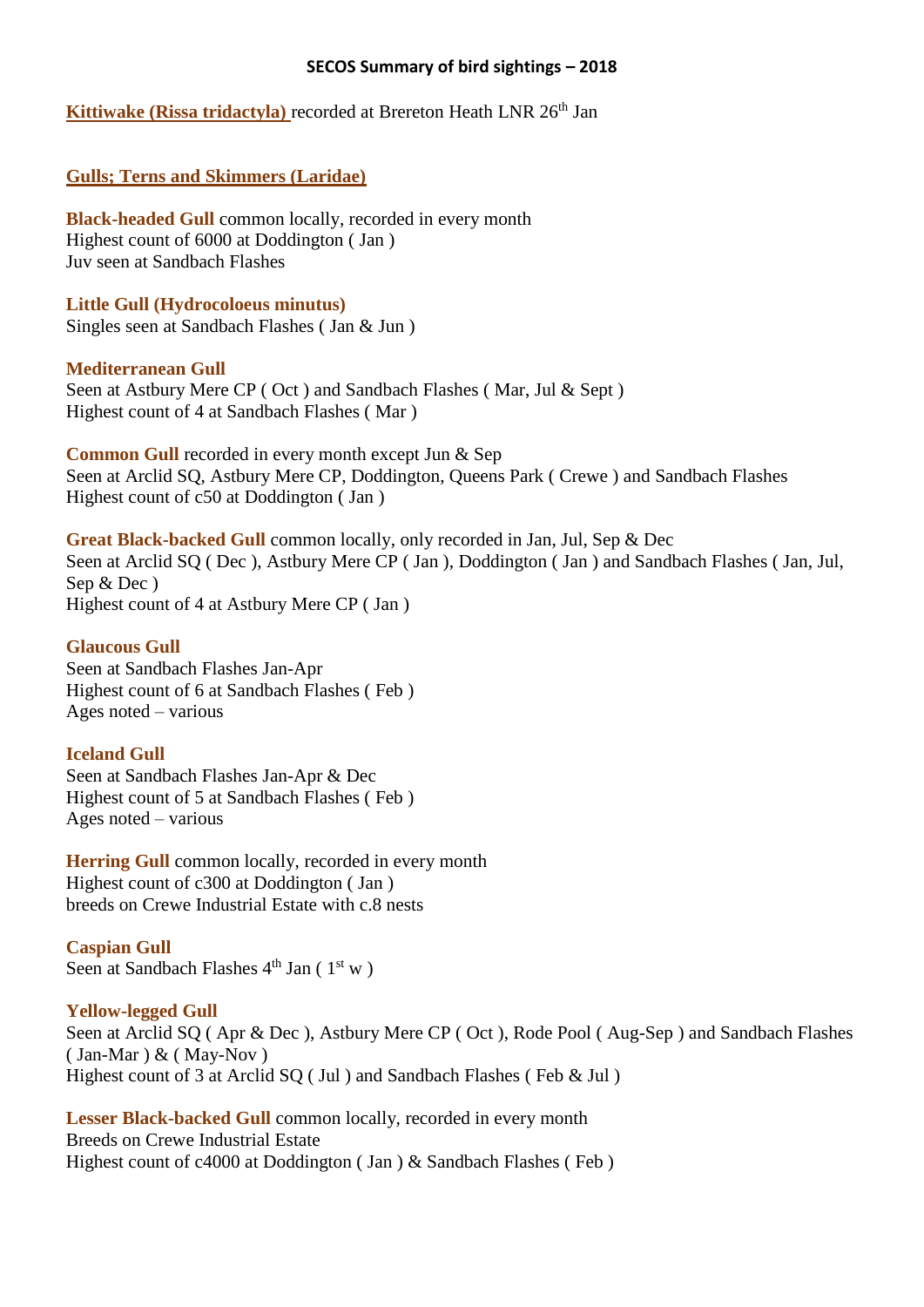## SECOS Summary of bird sightings – 2018

**Kittiwake (Rissa tridactyla)** recorded at Brereton Heath LNR 26th Jan

**Gulls; Terns and Skimmers (Laridae)**

**Black-headed Gull** common locally, recorded in every month
Highest count of 6000 at Doddington ( Jan )
Juv seen at Sandbach Flashes

**Little Gull (Hydrocoloeus minutus)**
Singles seen at Sandbach Flashes ( Jan & Jun )

**Mediterranean Gull**
Seen at Astbury Mere CP ( Oct ) and Sandbach Flashes ( Mar, Jul & Sept )
Highest count of 4 at Sandbach Flashes ( Mar )

**Common Gull** recorded in every month except Jun & Sep
Seen at Arclid SQ, Astbury Mere CP, Doddington, Queens Park ( Crewe ) and Sandbach Flashes
Highest count of c50 at Doddington ( Jan )

**Great Black-backed Gull** common locally, only recorded in Jan, Jul, Sep & Dec
Seen at Arclid SQ ( Dec ), Astbury Mere CP ( Jan ), Doddington ( Jan ) and Sandbach Flashes ( Jan, Jul, Sep & Dec )
Highest count of 4 at Astbury Mere CP ( Jan )

**Glaucous Gull**
Seen at Sandbach Flashes Jan-Apr
Highest count of 6 at Sandbach Flashes ( Feb )
Ages noted – various

**Iceland Gull**
Seen at Sandbach Flashes Jan-Apr & Dec
Highest count of 5 at Sandbach Flashes ( Feb )
Ages noted – various

**Herring Gull** common locally, recorded in every month
Highest count of c300 at Doddington ( Jan )
breeds on Crewe Industrial Estate with c.8 nests

**Caspian Gull**
Seen at Sandbach Flashes 4th Jan ( 1st w )

**Yellow-legged Gull**
Seen at Arclid SQ ( Apr & Dec ), Astbury Mere CP ( Oct ), Rode Pool ( Aug-Sep ) and Sandbach Flashes ( Jan-Mar ) & ( May-Nov )
Highest count of 3 at Arclid SQ ( Jul ) and Sandbach Flashes ( Feb & Jul )

**Lesser Black-backed Gull** common locally, recorded in every month
Breeds on Crewe Industrial Estate
Highest count of c4000 at Doddington ( Jan ) & Sandbach Flashes ( Feb )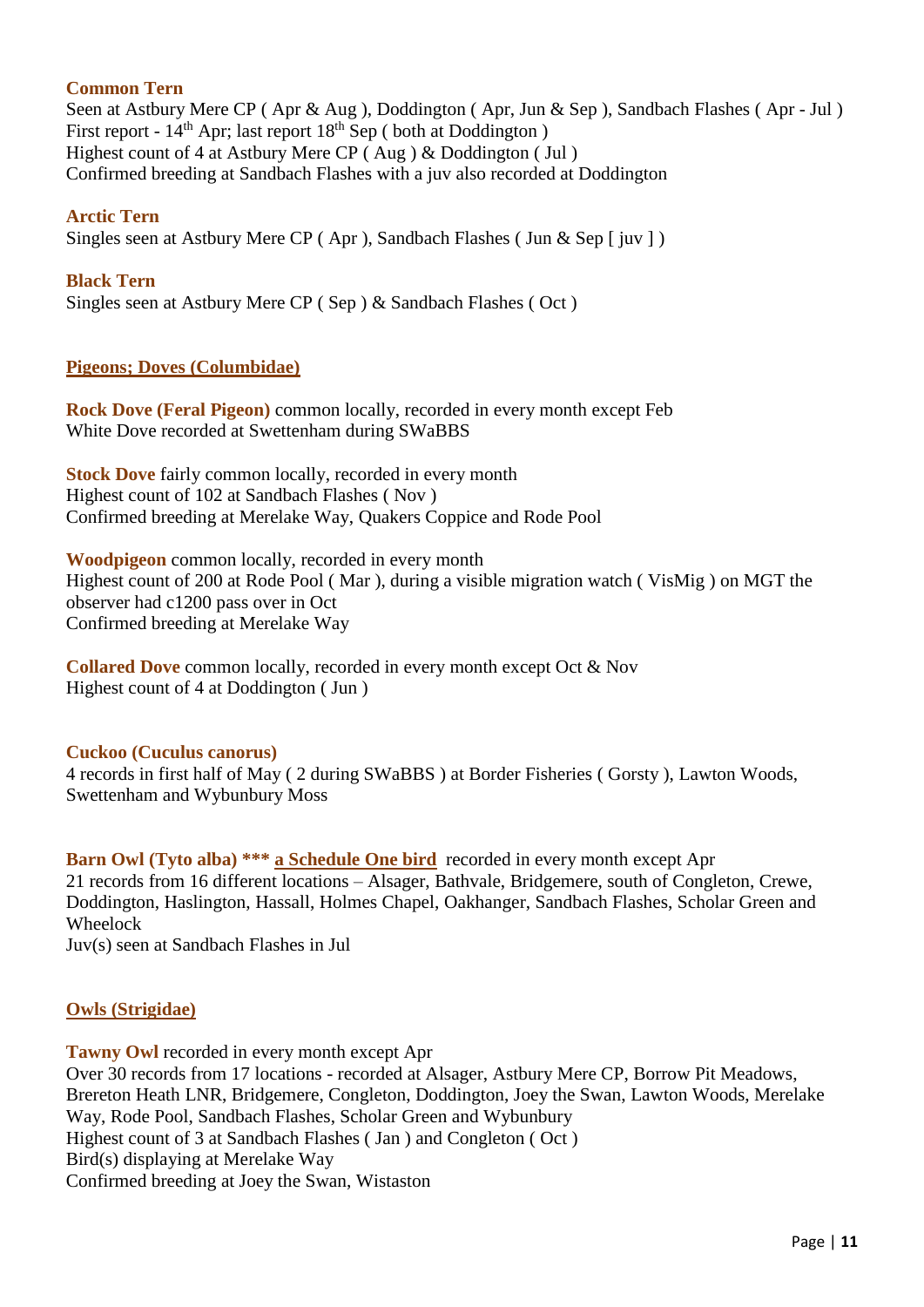**Common Tern**
Seen at Astbury Mere CP ( Apr & Aug ), Doddington ( Apr, Jun & Sep ), Sandbach Flashes ( Apr - Jul )
First report - 14th Apr; last report 18th Sep ( both at Doddington )
Highest count of 4 at Astbury Mere CP ( Aug ) & Doddington ( Jul )
Confirmed breeding at Sandbach Flashes with a juv also recorded at Doddington

**Arctic Tern**
Singles seen at Astbury Mere CP ( Apr ), Sandbach Flashes ( Jun & Sep [ juv ] )

**Black Tern**
Singles seen at Astbury Mere CP ( Sep ) & Sandbach Flashes ( Oct )

## Pigeons; Doves (Columbidae)

**Rock Dove (Feral Pigeon)** common locally, recorded in every month except Feb
White Dove recorded at Swettenham during SWaBBS

**Stock Dove** fairly common locally, recorded in every month
Highest count of 102 at Sandbach Flashes ( Nov )
Confirmed breeding at Merelake Way, Quakers Coppice and Rode Pool

**Woodpigeon** common locally, recorded in every month
Highest count of 200 at Rode Pool ( Mar ), during a visible migration watch ( VisMig ) on MGT the observer had c1200 pass over in Oct
Confirmed breeding at Merelake Way

**Collared Dove** common locally, recorded in every month except Oct & Nov
Highest count of 4 at Doddington ( Jun )

**Cuckoo (Cuculus canorus)**
4 records in first half of May ( 2 during SWaBBS ) at Border Fisheries ( Gorsty ), Lawton Woods, Swettenham and Wybunbury Moss

**Barn Owl (Tyto alba) \*\*\* a Schedule One bird** recorded in every month except Apr
21 records from 16 different locations – Alsager, Bathvale, Bridgemere, south of Congleton, Crewe, Doddington, Haslington, Hassall, Holmes Chapel, Oakhanger, Sandbach Flashes, Scholar Green and Wheelock
Juv(s) seen at Sandbach Flashes in Jul

## Owls (Strigidae)

**Tawny Owl** recorded in every month except Apr
Over 30 records from 17 locations - recorded at Alsager, Astbury Mere CP, Borrow Pit Meadows, Brereton Heath LNR, Bridgemere, Congleton, Doddington, Joey the Swan, Lawton Woods, Merelake Way, Rode Pool, Sandbach Flashes, Scholar Green and Wybunbury
Highest count of 3 at Sandbach Flashes ( Jan ) and Congleton ( Oct )
Bird(s) displaying at Merelake Way
Confirmed breeding at Joey the Swan, Wistaston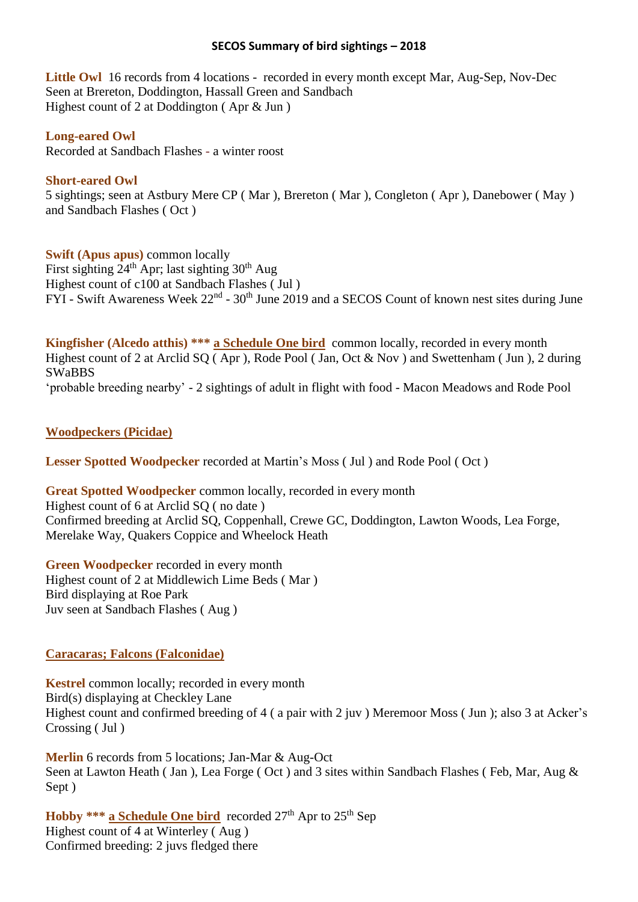## SECOS Summary of bird sightings – 2018

**Little Owl** 16 records from 4 locations - recorded in every month except Mar, Aug-Sep, Nov-Dec
Seen at Brereton, Doddington, Hassall Green and Sandbach
Highest count of 2 at Doddington ( Apr & Jun )

**Long-eared Owl**
Recorded at Sandbach Flashes - a winter roost

**Short-eared Owl**
5 sightings; seen at Astbury Mere CP ( Mar ), Brereton ( Mar ), Congleton ( Apr ), Danebower ( May ) and Sandbach Flashes ( Oct )

**Swift (Apus apus)** common locally
First sighting 24th Apr; last sighting 30th Aug
Highest count of c100 at Sandbach Flashes ( Jul )
FYI - Swift Awareness Week 22nd - 30th June 2019 and a SECOS Count of known nest sites during June

**Kingfisher (Alcedo atthis) \*\*\* <u>a Schedule One bird</u>** common locally, recorded in every month
Highest count of 2 at Arclid SQ ( Apr ), Rode Pool ( Jan, Oct & Nov ) and Swettenham ( Jun ), 2 during SWaBBS
'probable breeding nearby' - 2 sightings of adult in flight with food - Macon Meadows and Rode Pool

### <u>Woodpeckers (Picidae)</u>

**Lesser Spotted Woodpecker** recorded at Martin's Moss ( Jul ) and Rode Pool ( Oct )

**Great Spotted Woodpecker** common locally, recorded in every month
Highest count of 6 at Arclid SQ ( no date )
Confirmed breeding at Arclid SQ, Coppenhall, Crewe GC, Doddington, Lawton Woods, Lea Forge, Merelake Way, Quakers Coppice and Wheelock Heath

**Green Woodpecker** recorded in every month
Highest count of 2 at Middlewich Lime Beds ( Mar )
Bird displaying at Roe Park
Juv seen at Sandbach Flashes ( Aug )

### <u>Caracaras; Falcons (Falconidae)</u>

**Kestrel** common locally; recorded in every month
Bird(s) displaying at Checkley Lane
Highest count and confirmed breeding of 4 ( a pair with 2 juv ) Meremoor Moss ( Jun ); also 3 at Acker's Crossing ( Jul )

**Merlin** 6 records from 5 locations; Jan-Mar & Aug-Oct
Seen at Lawton Heath ( Jan ), Lea Forge ( Oct ) and 3 sites within Sandbach Flashes ( Feb, Mar, Aug & Sept )

**Hobby \*\*\* <u>a Schedule One bird</u>** recorded 27th Apr to 25th Sep
Highest count of 4 at Winterley ( Aug )
Confirmed breeding: 2 juvs fledged there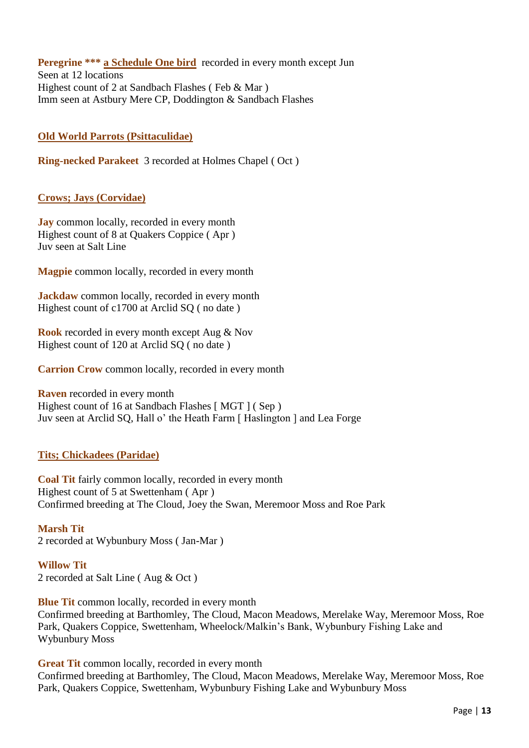**Peregrine \*\*\*** **a Schedule One bird** recorded in every month except Jun
Seen at 12 locations
Highest count of 2 at Sandbach Flashes ( Feb & Mar )
Imm seen at Astbury Mere CP, Doddington & Sandbach Flashes

## Old World Parrots (Psittaculidae)

**Ring-necked Parakeet** 3 recorded at Holmes Chapel ( Oct )

## Crows; Jays (Corvidae)

**Jay** common locally, recorded in every month
Highest count of 8 at Quakers Coppice ( Apr )
Juv seen at Salt Line

**Magpie** common locally, recorded in every month

**Jackdaw** common locally, recorded in every month
Highest count of c1700 at Arclid SQ ( no date )

**Rook** recorded in every month except Aug & Nov
Highest count of 120 at Arclid SQ ( no date )

**Carrion Crow** common locally, recorded in every month

**Raven** recorded in every month
Highest count of 16 at Sandbach Flashes [ MGT ] ( Sep )
Juv seen at Arclid SQ, Hall o' the Heath Farm [ Haslington ] and Lea Forge

## Tits; Chickadees (Paridae)

**Coal Tit** fairly common locally, recorded in every month
Highest count of 5 at Swettenham ( Apr )
Confirmed breeding at The Cloud, Joey the Swan, Meremoor Moss and Roe Park

**Marsh Tit**
2 recorded at Wybunbury Moss ( Jan-Mar )

**Willow Tit**
2 recorded at Salt Line ( Aug & Oct )

**Blue Tit** common locally, recorded in every month
Confirmed breeding at Barthomley, The Cloud, Macon Meadows, Merelake Way, Meremoor Moss, Roe Park, Quakers Coppice, Swettenham, Wheelock/Malkin's Bank, Wybunbury Fishing Lake and Wybunbury Moss

**Great Tit** common locally, recorded in every month
Confirmed breeding at Barthomley, The Cloud, Macon Meadows, Merelake Way, Meremoor Moss, Roe Park, Quakers Coppice, Swettenham, Wybunbury Fishing Lake and Wybunbury Moss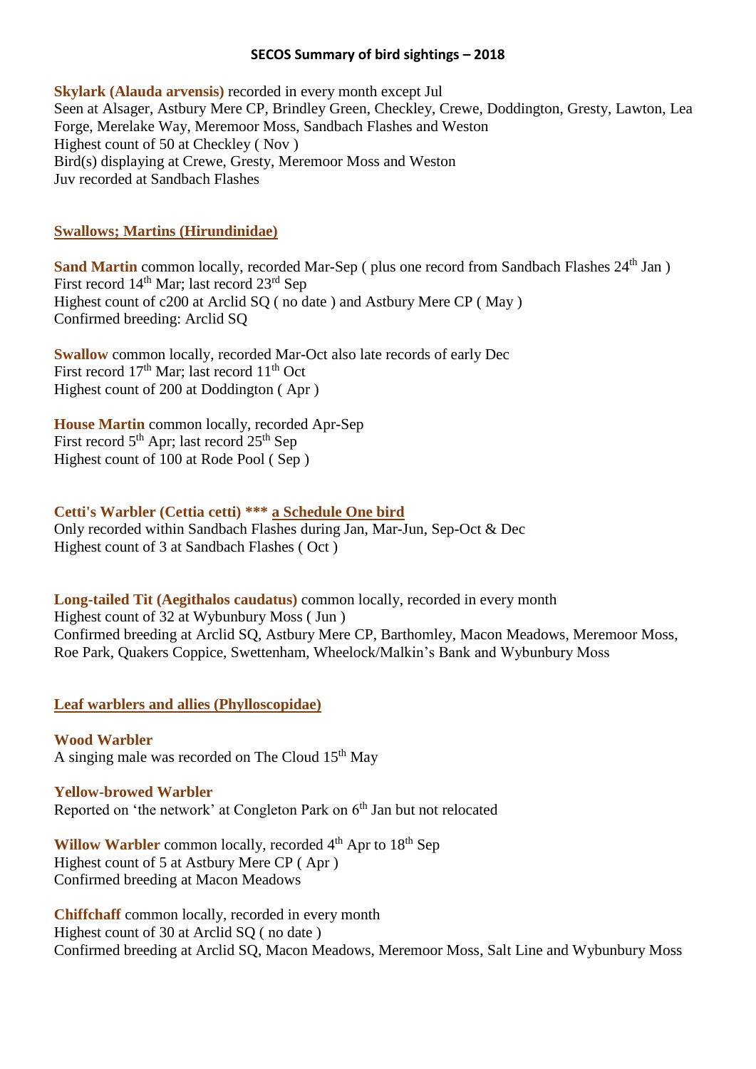## SECOS Summary of bird sightings – 2018

**Skylark (Alauda arvensis)** recorded in every month except Jul
Seen at Alsager, Astbury Mere CP, Brindley Green, Checkley, Crewe, Doddington, Gresty, Lawton, Lea Forge, Merelake Way, Meremoor Moss, Sandbach Flashes and Weston
Highest count of 50 at Checkley ( Nov )
Bird(s) displaying at Crewe, Gresty, Meremoor Moss and Weston
Juv recorded at Sandbach Flashes

### Swallows; Martins (Hirundinidae)

**Sand Martin** common locally, recorded Mar-Sep ( plus one record from Sandbach Flashes 24th Jan )
First record 14th Mar; last record 23rd Sep
Highest count of c200 at Arclid SQ ( no date ) and Astbury Mere CP ( May )
Confirmed breeding: Arclid SQ

**Swallow** common locally, recorded Mar-Oct also late records of early Dec
First record 17th Mar; last record 11th Oct
Highest count of 200 at Doddington ( Apr )

**House Martin** common locally, recorded Apr-Sep
First record 5th Apr; last record 25th Sep
Highest count of 100 at Rode Pool ( Sep )

**Cetti's Warbler (Cettia cetti) \*\*\* a Schedule One bird**
Only recorded within Sandbach Flashes during Jan, Mar-Jun, Sep-Oct & Dec
Highest count of 3 at Sandbach Flashes ( Oct )

**Long-tailed Tit (Aegithalos caudatus)** common locally, recorded in every month
Highest count of 32 at Wybunbury Moss ( Jun )
Confirmed breeding at Arclid SQ, Astbury Mere CP, Barthomley, Macon Meadows, Meremoor Moss, Roe Park, Quakers Coppice, Swettenham, Wheelock/Malkin's Bank and Wybunbury Moss

### Leaf warblers and allies (Phylloscopidae)

**Wood Warbler**
A singing male was recorded on The Cloud 15th May

**Yellow-browed Warbler**
Reported on 'the network' at Congleton Park on 6th Jan but not relocated

**Willow Warbler** common locally, recorded 4th Apr to 18th Sep
Highest count of 5 at Astbury Mere CP ( Apr )
Confirmed breeding at Macon Meadows

**Chiffchaff** common locally, recorded in every month
Highest count of 30 at Arclid SQ ( no date )
Confirmed breeding at Arclid SQ, Macon Meadows, Meremoor Moss, Salt Line and Wybunbury Moss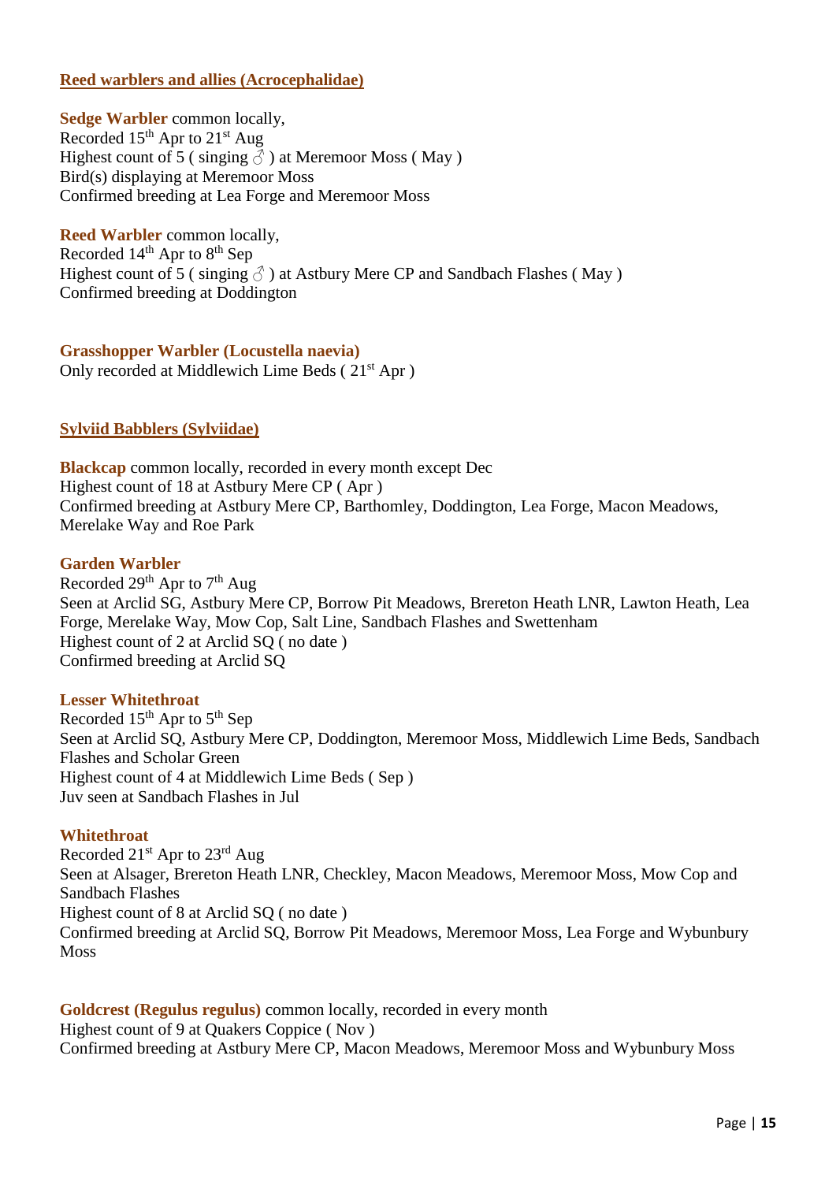## Reed warblers and allies (Acrocephalidae)

**Sedge Warbler** common locally,
Recorded 15th Apr to 21st Aug
Highest count of 5 ( singing ♂ ) at Meremoor Moss ( May )
Bird(s) displaying at Meremoor Moss
Confirmed breeding at Lea Forge and Meremoor Moss

**Reed Warbler** common locally,
Recorded 14th Apr to 8th Sep
Highest count of 5 ( singing ♂ ) at Astbury Mere CP and Sandbach Flashes ( May )
Confirmed breeding at Doddington

**Grasshopper Warbler (Locustella naevia)**
Only recorded at Middlewich Lime Beds ( 21st Apr )

## Sylviid Babblers (Sylviidae)

**Blackcap** common locally, recorded in every month except Dec
Highest count of 18 at Astbury Mere CP ( Apr )
Confirmed breeding at Astbury Mere CP, Barthomley, Doddington, Lea Forge, Macon Meadows, Merelake Way and Roe Park

**Garden Warbler**
Recorded 29th Apr to 7th Aug
Seen at Arclid SG, Astbury Mere CP, Borrow Pit Meadows, Brereton Heath LNR, Lawton Heath, Lea Forge, Merelake Way, Mow Cop, Salt Line, Sandbach Flashes and Swettenham
Highest count of 2 at Arclid SQ ( no date )
Confirmed breeding at Arclid SQ

**Lesser Whitethroat**
Recorded 15th Apr to 5th Sep
Seen at Arclid SQ, Astbury Mere CP, Doddington, Meremoor Moss, Middlewich Lime Beds, Sandbach Flashes and Scholar Green
Highest count of 4 at Middlewich Lime Beds ( Sep )
Juv seen at Sandbach Flashes in Jul

**Whitethroat**
Recorded 21st Apr to 23rd Aug
Seen at Alsager, Brereton Heath LNR, Checkley, Macon Meadows, Meremoor Moss, Mow Cop and Sandbach Flashes
Highest count of 8 at Arclid SQ ( no date )
Confirmed breeding at Arclid SQ, Borrow Pit Meadows, Meremoor Moss, Lea Forge and Wybunbury Moss

**Goldcrest (Regulus regulus)** common locally, recorded in every month
Highest count of 9 at Quakers Coppice ( Nov )
Confirmed breeding at Astbury Mere CP, Macon Meadows, Meremoor Moss and Wybunbury Moss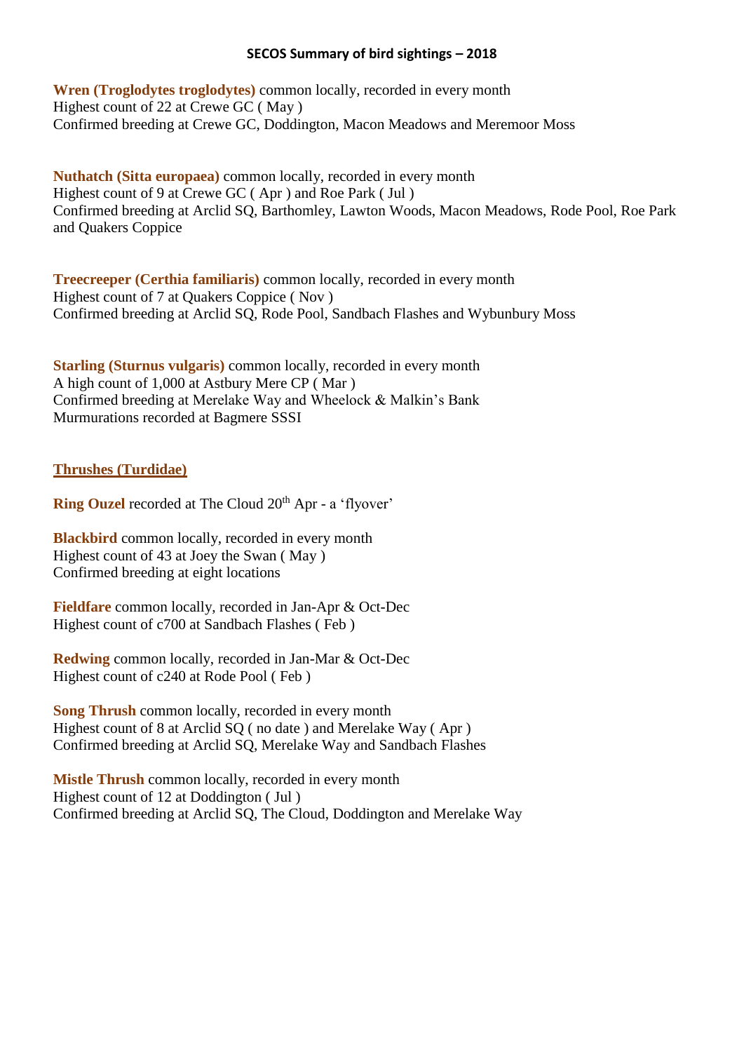# SECOS Summary of bird sightings – 2018

**Wren (Troglodytes troglodytes)** common locally, recorded in every month
Highest count of 22 at Crewe GC ( May )
Confirmed breeding at Crewe GC, Doddington, Macon Meadows and Meremoor Moss

**Nuthatch (Sitta europaea)** common locally, recorded in every month
Highest count of 9 at Crewe GC ( Apr ) and Roe Park ( Jul )
Confirmed breeding at Arclid SQ, Barthomley, Lawton Woods, Macon Meadows, Rode Pool, Roe Park and Quakers Coppice

**Treecreeper (Certhia familiaris)** common locally, recorded in every month
Highest count of 7 at Quakers Coppice ( Nov )
Confirmed breeding at Arclid SQ, Rode Pool, Sandbach Flashes and Wybunbury Moss

**Starling (Sturnus vulgaris)** common locally, recorded in every month
A high count of 1,000 at Astbury Mere CP ( Mar )
Confirmed breeding at Merelake Way and Wheelock & Malkin's Bank
Murmurations recorded at Bagmere SSSI

## Thrushes (Turdidae)

**Ring Ouzel** recorded at The Cloud 20th Apr - a 'flyover'

**Blackbird** common locally, recorded in every month
Highest count of 43 at Joey the Swan ( May )
Confirmed breeding at eight locations

**Fieldfare** common locally, recorded in Jan-Apr & Oct-Dec
Highest count of c700 at Sandbach Flashes ( Feb )

**Redwing** common locally, recorded in Jan-Mar & Oct-Dec
Highest count of c240 at Rode Pool ( Feb )

**Song Thrush** common locally, recorded in every month
Highest count of 8 at Arclid SQ ( no date ) and Merelake Way ( Apr )
Confirmed breeding at Arclid SQ, Merelake Way and Sandbach Flashes

**Mistle Thrush** common locally, recorded in every month
Highest count of 12 at Doddington ( Jul )
Confirmed breeding at Arclid SQ, The Cloud, Doddington and Merelake Way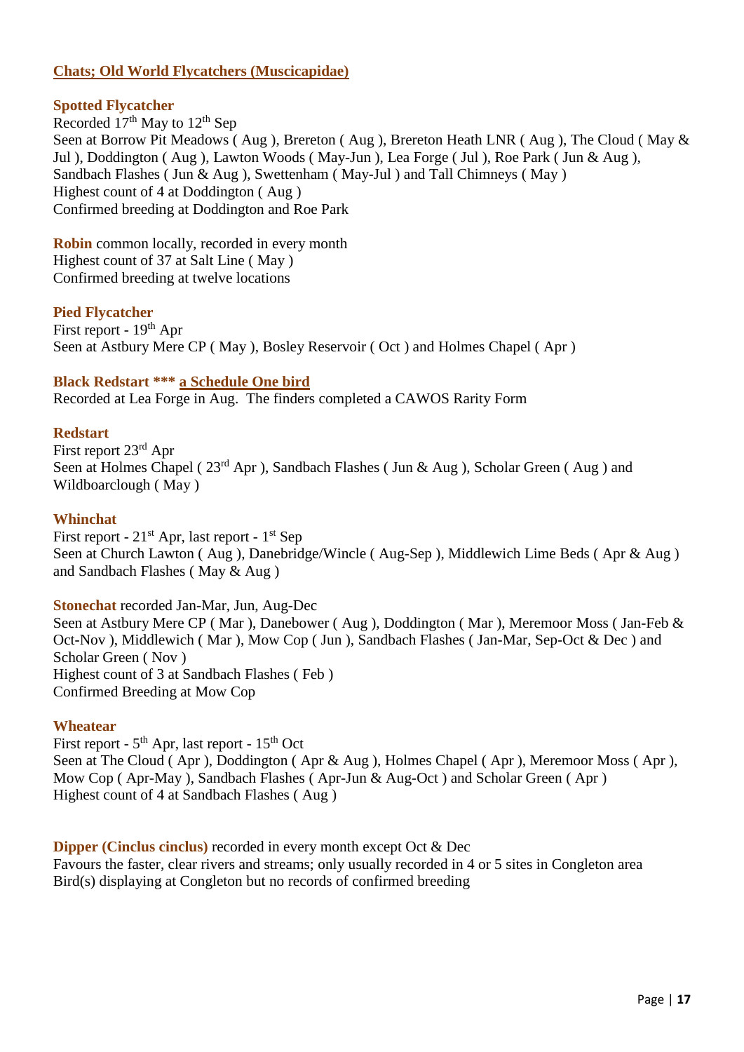## Chats; Old World Flycatchers (Muscicapidae)

### Spotted Flycatcher

Recorded 17th May to 12th Sep
Seen at Borrow Pit Meadows ( Aug ), Brereton ( Aug ), Brereton Heath LNR ( Aug ), The Cloud ( May & Jul ), Doddington ( Aug ), Lawton Woods ( May-Jun ), Lea Forge ( Jul ), Roe Park ( Jun & Aug ), Sandbach Flashes ( Jun & Aug ), Swettenham ( May-Jul ) and Tall Chimneys ( May )
Highest count of 4 at Doddington ( Aug )
Confirmed breeding at Doddington and Roe Park

**Robin** common locally, recorded in every month
Highest count of 37 at Salt Line ( May )
Confirmed breeding at twelve locations

### Pied Flycatcher

First report - 19th Apr
Seen at Astbury Mere CP ( May ), Bosley Reservoir ( Oct ) and Holmes Chapel ( Apr )

### Black Redstart *** a Schedule One bird

Recorded at Lea Forge in Aug. The finders completed a CAWOS Rarity Form

### Redstart

First report 23rd Apr
Seen at Holmes Chapel ( 23rd Apr ), Sandbach Flashes ( Jun & Aug ), Scholar Green ( Aug ) and Wildboarclough ( May )

### Whinchat

First report - 21st Apr, last report - 1st Sep
Seen at Church Lawton ( Aug ), Danebridge/Wincle ( Aug-Sep ), Middlewich Lime Beds ( Apr & Aug ) and Sandbach Flashes ( May & Aug )

**Stonechat** recorded Jan-Mar, Jun, Aug-Dec
Seen at Astbury Mere CP ( Mar ), Danebower ( Aug ), Doddington ( Mar ), Meremoor Moss ( Jan-Feb & Oct-Nov ), Middlewich ( Mar ), Mow Cop ( Jun ), Sandbach Flashes ( Jan-Mar, Sep-Oct & Dec ) and Scholar Green ( Nov )
Highest count of 3 at Sandbach Flashes ( Feb )
Confirmed Breeding at Mow Cop

### Wheatear

First report - 5th Apr, last report - 15th Oct
Seen at The Cloud ( Apr ), Doddington ( Apr & Aug ), Holmes Chapel ( Apr ), Meremoor Moss ( Apr ), Mow Cop ( Apr-May ), Sandbach Flashes ( Apr-Jun & Aug-Oct ) and Scholar Green ( Apr )
Highest count of 4 at Sandbach Flashes ( Aug )

**Dipper (Cinclus cinclus)** recorded in every month except Oct & Dec
Favours the faster, clear rivers and streams; only usually recorded in 4 or 5 sites in Congleton area
Bird(s) displaying at Congleton but no records of confirmed breeding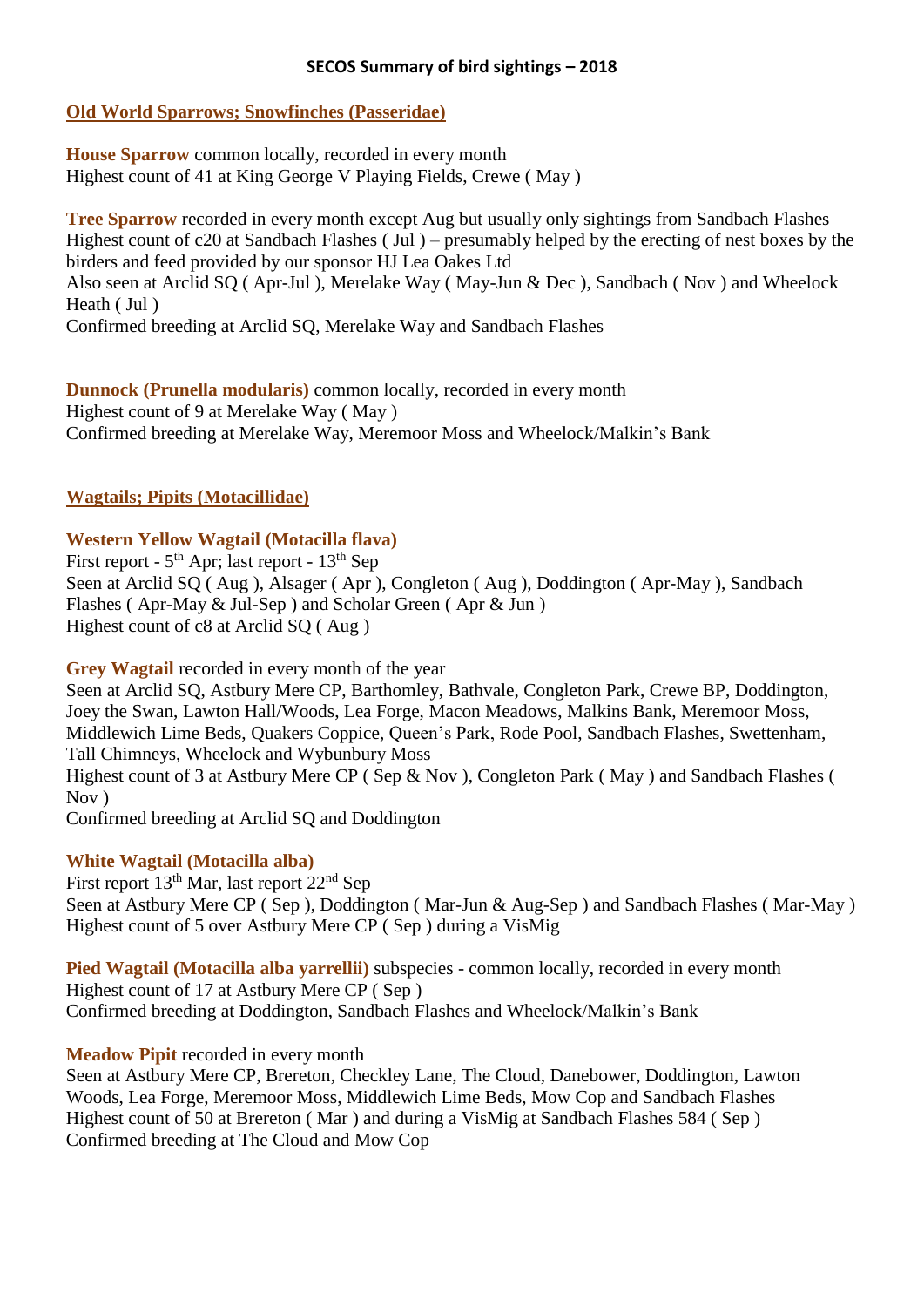# SECOS Summary of bird sightings – 2018

## Old World Sparrows; Snowfinches (Passeridae)

**House Sparrow** common locally, recorded in every month
Highest count of 41 at King George V Playing Fields, Crewe ( May )

**Tree Sparrow** recorded in every month except Aug but usually only sightings from Sandbach Flashes
Highest count of c20 at Sandbach Flashes ( Jul ) – presumably helped by the erecting of nest boxes by the birders and feed provided by our sponsor HJ Lea Oakes Ltd
Also seen at Arclid SQ ( Apr-Jul ), Merelake Way ( May-Jun & Dec ), Sandbach ( Nov ) and Wheelock Heath ( Jul )
Confirmed breeding at Arclid SQ, Merelake Way and Sandbach Flashes

**Dunnock (Prunella modularis)** common locally, recorded in every month
Highest count of 9 at Merelake Way ( May )
Confirmed breeding at Merelake Way, Meremoor Moss and Wheelock/Malkin's Bank

## Wagtails; Pipits (Motacillidae)

**Western Yellow Wagtail (Motacilla flava)**
First report - 5th Apr; last report - 13th Sep
Seen at Arclid SQ ( Aug ), Alsager ( Apr ), Congleton ( Aug ), Doddington ( Apr-May ), Sandbach Flashes ( Apr-May & Jul-Sep ) and Scholar Green ( Apr & Jun )
Highest count of c8 at Arclid SQ ( Aug )

**Grey Wagtail** recorded in every month of the year
Seen at Arclid SQ, Astbury Mere CP, Barthomley, Bathvale, Congleton Park, Crewe BP, Doddington, Joey the Swan, Lawton Hall/Woods, Lea Forge, Macon Meadows, Malkins Bank, Meremoor Moss, Middlewich Lime Beds, Quakers Coppice, Queen's Park, Rode Pool, Sandbach Flashes, Swettenham, Tall Chimneys, Wheelock and Wybunbury Moss
Highest count of 3 at Astbury Mere CP ( Sep & Nov ), Congleton Park ( May ) and Sandbach Flashes ( Nov )
Confirmed breeding at Arclid SQ and Doddington

**White Wagtail (Motacilla alba)**
First report 13th Mar, last report 22nd Sep
Seen at Astbury Mere CP ( Sep ), Doddington ( Mar-Jun & Aug-Sep ) and Sandbach Flashes ( Mar-May )
Highest count of 5 over Astbury Mere CP ( Sep ) during a VisMig

**Pied Wagtail (Motacilla alba yarrellii)** subspecies - common locally, recorded in every month
Highest count of 17 at Astbury Mere CP ( Sep )
Confirmed breeding at Doddington, Sandbach Flashes and Wheelock/Malkin's Bank

**Meadow Pipit** recorded in every month
Seen at Astbury Mere CP, Brereton, Checkley Lane, The Cloud, Danebower, Doddington, Lawton Woods, Lea Forge, Meremoor Moss, Middlewich Lime Beds, Mow Cop and Sandbach Flashes
Highest count of 50 at Brereton ( Mar ) and during a VisMig at Sandbach Flashes 584 ( Sep )
Confirmed breeding at The Cloud and Mow Cop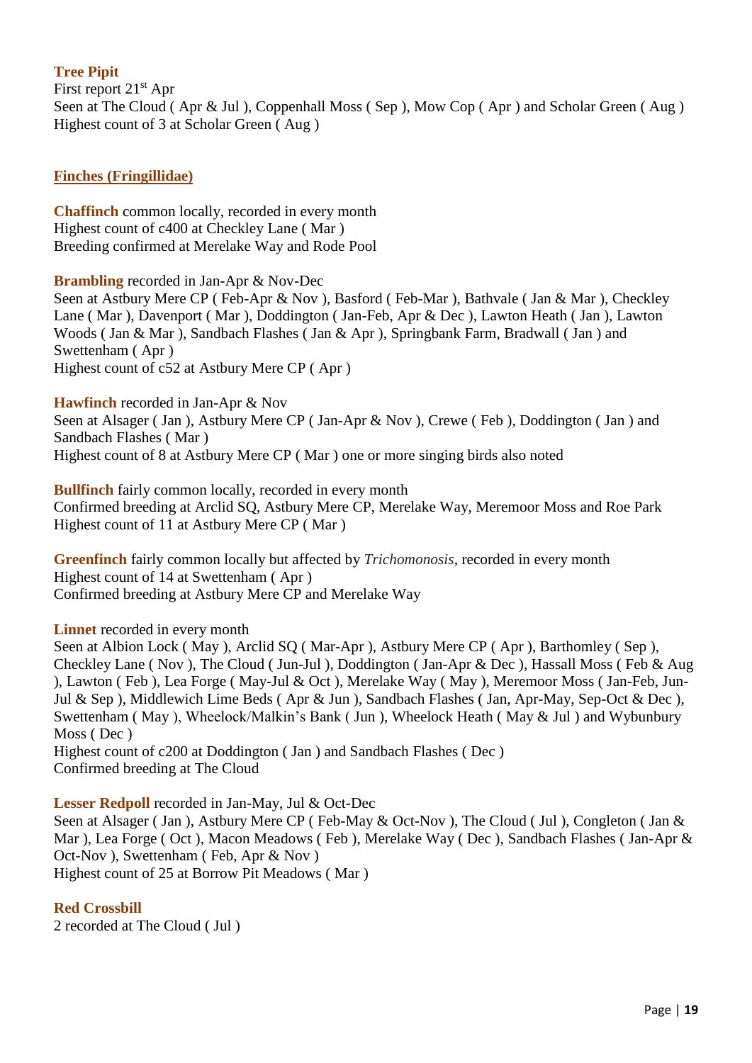**Tree Pipit**
First report 21st Apr
Seen at The Cloud ( Apr & Jul ), Coppenhall Moss ( Sep ), Mow Cop ( Apr ) and Scholar Green ( Aug )
Highest count of 3 at Scholar Green ( Aug )

## Finches (Fringillidae)

**Chaffinch** common locally, recorded in every month
Highest count of c400 at Checkley Lane ( Mar )
Breeding confirmed at Merelake Way and Rode Pool

**Brambling** recorded in Jan-Apr & Nov-Dec
Seen at Astbury Mere CP ( Feb-Apr & Nov ), Basford ( Feb-Mar ), Bathvale ( Jan & Mar ), Checkley Lane ( Mar ), Davenport ( Mar ), Doddington ( Jan-Feb, Apr & Dec ), Lawton Heath ( Jan ), Lawton Woods ( Jan & Mar ), Sandbach Flashes ( Jan & Apr ), Springbank Farm, Bradwall ( Jan ) and Swettenham ( Apr )
Highest count of c52 at Astbury Mere CP ( Apr )

**Hawfinch** recorded in Jan-Apr & Nov
Seen at Alsager ( Jan ), Astbury Mere CP ( Jan-Apr & Nov ), Crewe ( Feb ), Doddington ( Jan ) and Sandbach Flashes ( Mar )
Highest count of 8 at Astbury Mere CP ( Mar ) one or more singing birds also noted

**Bullfinch** fairly common locally, recorded in every month
Confirmed breeding at Arclid SQ, Astbury Mere CP, Merelake Way, Meremoor Moss and Roe Park
Highest count of 11 at Astbury Mere CP ( Mar )

**Greenfinch** fairly common locally but affected by *Trichomonosis*, recorded in every month
Highest count of 14 at Swettenham ( Apr )
Confirmed breeding at Astbury Mere CP and Merelake Way

**Linnet** recorded in every month
Seen at Albion Lock ( May ), Arclid SQ ( Mar-Apr ), Astbury Mere CP ( Apr ), Barthomley ( Sep ), Checkley Lane ( Nov ), The Cloud ( Jun-Jul ), Doddington ( Jan-Apr & Dec ), Hassall Moss ( Feb & Aug ), Lawton ( Feb ), Lea Forge ( May-Jul & Oct ), Merelake Way ( May ), Meremoor Moss ( Jan-Feb, Jun-Jul & Sep ), Middlewich Lime Beds ( Apr & Jun ), Sandbach Flashes ( Jan, Apr-May, Sep-Oct & Dec ), Swettenham ( May ), Wheelock/Malkin's Bank ( Jun ), Wheelock Heath ( May & Jul ) and Wybunbury Moss ( Dec )
Highest count of c200 at Doddington ( Jan ) and Sandbach Flashes ( Dec )
Confirmed breeding at The Cloud

**Lesser Redpoll** recorded in Jan-May, Jul & Oct-Dec
Seen at Alsager ( Jan ), Astbury Mere CP ( Feb-May & Oct-Nov ), The Cloud ( Jul ), Congleton ( Jan & Mar ), Lea Forge ( Oct ), Macon Meadows ( Feb ), Merelake Way ( Dec ), Sandbach Flashes ( Jan-Apr & Oct-Nov ), Swettenham ( Feb, Apr & Nov )
Highest count of 25 at Borrow Pit Meadows ( Mar )

**Red Crossbill**
2 recorded at The Cloud ( Jul )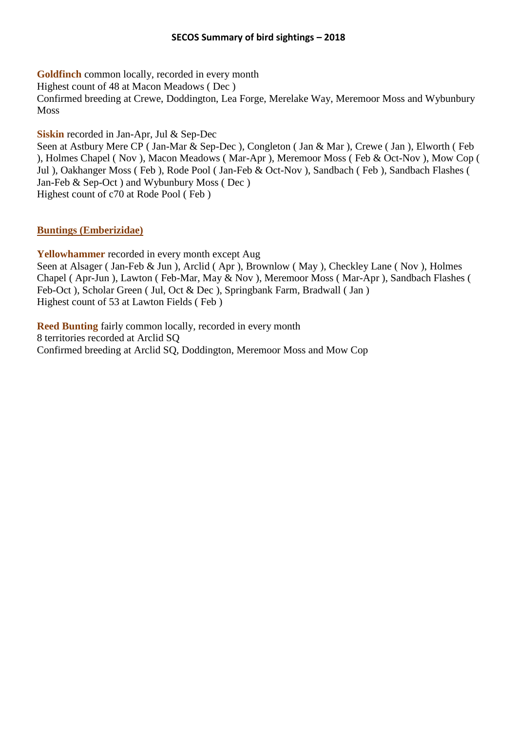**Goldfinch** common locally, recorded in every month
Highest count of 48 at Macon Meadows ( Dec )
Confirmed breeding at Crewe, Doddington, Lea Forge, Merelake Way, Meremoor Moss and Wybunbury Moss

**Siskin** recorded in Jan-Apr, Jul & Sep-Dec
Seen at Astbury Mere CP ( Jan-Mar & Sep-Dec ), Congleton ( Jan & Mar ), Crewe ( Jan ), Elworth ( Feb ), Holmes Chapel ( Nov ), Macon Meadows ( Mar-Apr ), Meremoor Moss ( Feb & Oct-Nov ), Mow Cop ( Jul ), Oakhanger Moss ( Feb ), Rode Pool ( Jan-Feb & Oct-Nov ), Sandbach ( Feb ), Sandbach Flashes ( Jan-Feb & Sep-Oct ) and Wybunbury Moss ( Dec )
Highest count of c70 at Rode Pool ( Feb )

## Buntings (Emberizidae)

**Yellowhammer** recorded in every month except Aug
Seen at Alsager ( Jan-Feb & Jun ), Arclid ( Apr ), Brownlow ( May ), Checkley Lane ( Nov ), Holmes Chapel ( Apr-Jun ), Lawton ( Feb-Mar, May & Nov ), Meremoor Moss ( Mar-Apr ), Sandbach Flashes ( Feb-Oct ), Scholar Green ( Jul, Oct & Dec ), Springbank Farm, Bradwall ( Jan )
Highest count of 53 at Lawton Fields ( Feb )

**Reed Bunting** fairly common locally, recorded in every month
8 territories recorded at Arclid SQ
Confirmed breeding at Arclid SQ, Doddington, Meremoor Moss and Mow Cop